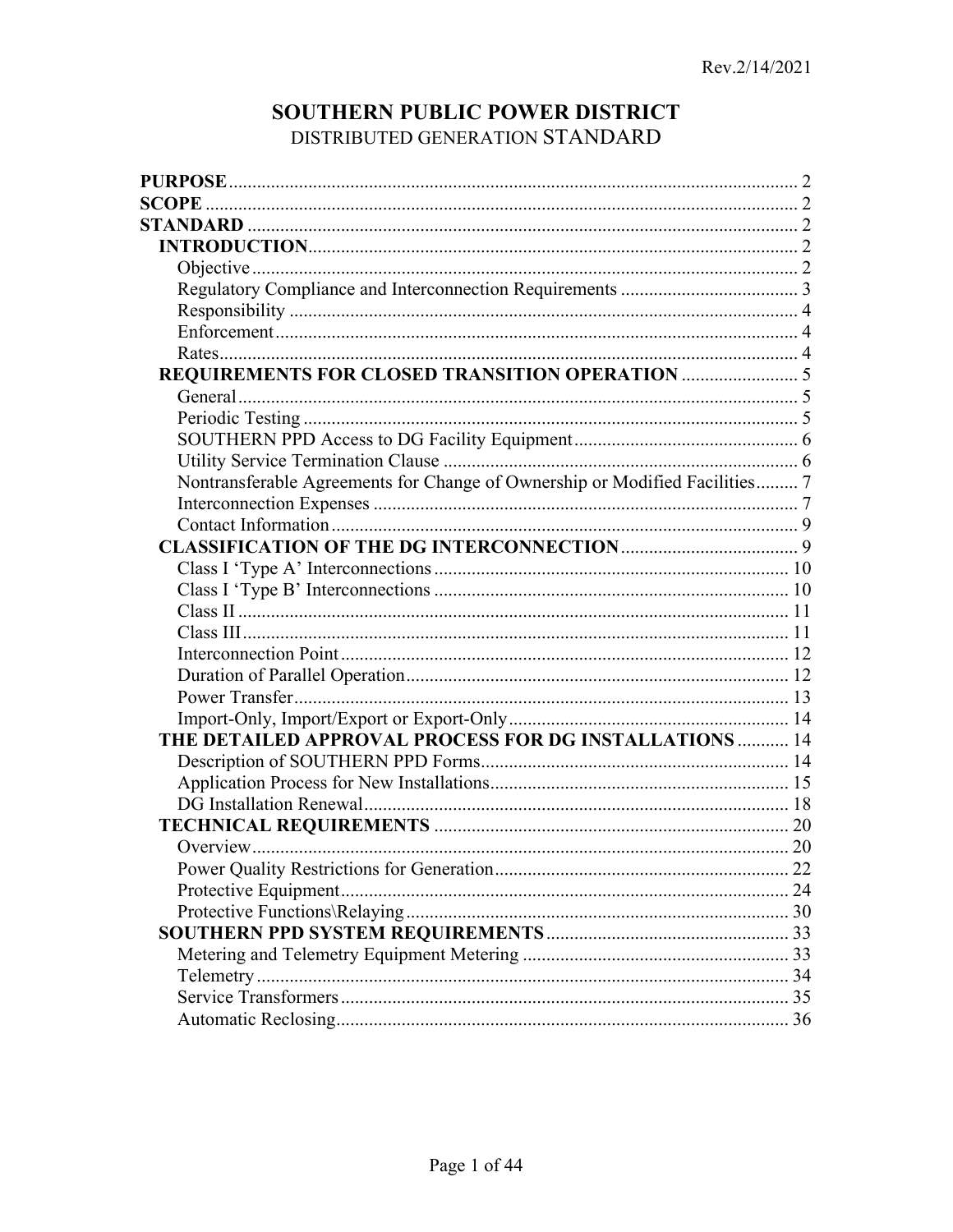Rev.2/14/2021

# SOUTHERN PUBLIC POWER DISTRICT

## DISTRIBUTED GENERATION STANDARD

**PURPOSE** .......... 2
**SCOPE** .......... 2
**STANDARD** .......... 2
- **INTRODUCTION** .......... 2
  - Objective .......... 2
  - Regulatory Compliance and Interconnection Requirements .......... 3
  - Responsibility .......... 4
  - Enforcement .......... 4
  - Rates .......... 4
- **REQUIREMENTS FOR CLOSED TRANSITION OPERATION** .......... 5
  - General .......... 5
  - Periodic Testing .......... 5
  - SOUTHERN PPD Access to DG Facility Equipment .......... 6
  - Utility Service Termination Clause .......... 6
  - Nontransferable Agreements for Change of Ownership or Modified Facilities .......... 7
  - Interconnection Expenses .......... 7
  - Contact Information .......... 9
- **CLASSIFICATION OF THE DG INTERCONNECTION** .......... 9
  - Class I 'Type A' Interconnections .......... 10
  - Class I 'Type B' Interconnections .......... 10
  - Class II .......... 11
  - Class III .......... 11
  - Interconnection Point .......... 12
  - Duration of Parallel Operation .......... 12
  - Power Transfer .......... 13
  - Import-Only, Import/Export or Export-Only .......... 14
- **THE DETAILED APPROVAL PROCESS FOR DG INSTALLATIONS** .......... 14
  - Description of SOUTHERN PPD Forms .......... 14
  - Application Process for New Installations .......... 15
  - DG Installation Renewal .......... 18
- **TECHNICAL REQUIREMENTS** .......... 20
  - Overview .......... 20
  - Power Quality Restrictions for Generation .......... 22
  - Protective Equipment .......... 24
  - Protective Functions\Relaying .......... 30
- **SOUTHERN PPD SYSTEM REQUIREMENTS** .......... 33
  - Metering and Telemetry Equipment Metering .......... 33
  - Telemetry .......... 34
  - Service Transformers .......... 35
  - Automatic Reclosing .......... 36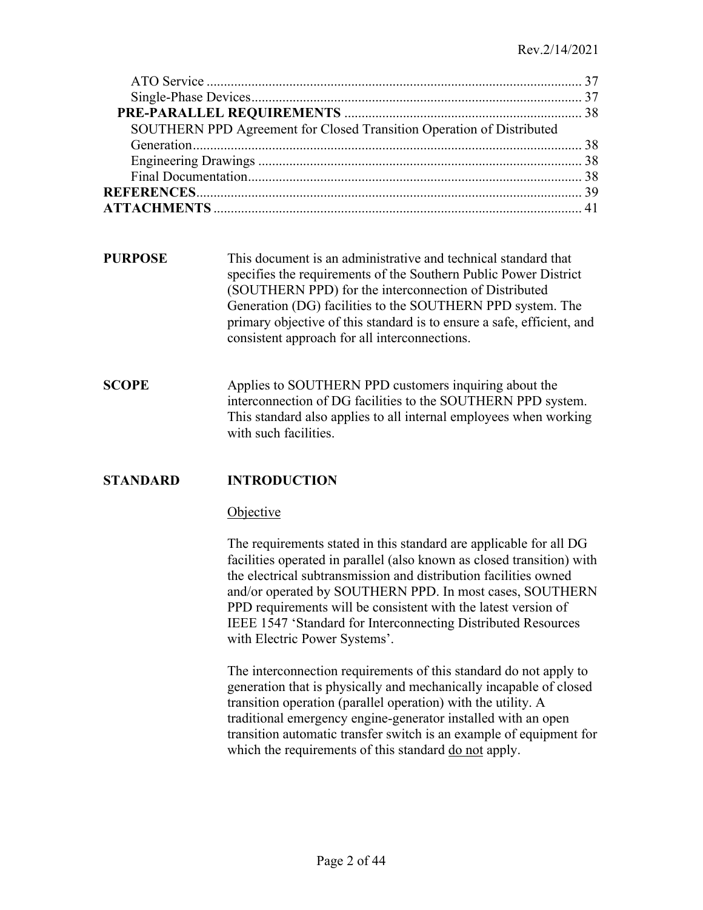ATO Service ............................................................................................................ 37
Single-Phase Devices............................................................................................... 37
**PRE-PARALLEL REQUIREMENTS** .................................................................... 38
SOUTHERN PPD Agreement for Closed Transition Operation of Distributed Generation................................................................................................................ 38
Engineering Drawings ............................................................................................. 38
Final Documentation................................................................................................ 38
**REFERENCES**............................................................................................................... 39
**ATTACHMENTS** .......................................................................................................... 41

**PURPOSE**

This document is an administrative and technical standard that specifies the requirements of the Southern Public Power District (SOUTHERN PPD) for the interconnection of Distributed Generation (DG) facilities to the SOUTHERN PPD system. The primary objective of this standard is to ensure a safe, efficient, and consistent approach for all interconnections.

**SCOPE**

Applies to SOUTHERN PPD customers inquiring about the interconnection of DG facilities to the SOUTHERN PPD system. This standard also applies to all internal employees when working with such facilities.

**STANDARD**

## INTRODUCTION

### Objective

The requirements stated in this standard are applicable for all DG facilities operated in parallel (also known as closed transition) with the electrical subtransmission and distribution facilities owned and/or operated by SOUTHERN PPD. In most cases, SOUTHERN PPD requirements will be consistent with the latest version of IEEE 1547 'Standard for Interconnecting Distributed Resources with Electric Power Systems'.

The interconnection requirements of this standard do not apply to generation that is physically and mechanically incapable of closed transition operation (parallel operation) with the utility. A traditional emergency engine-generator installed with an open transition automatic transfer switch is an example of equipment for which the requirements of this standard do not apply.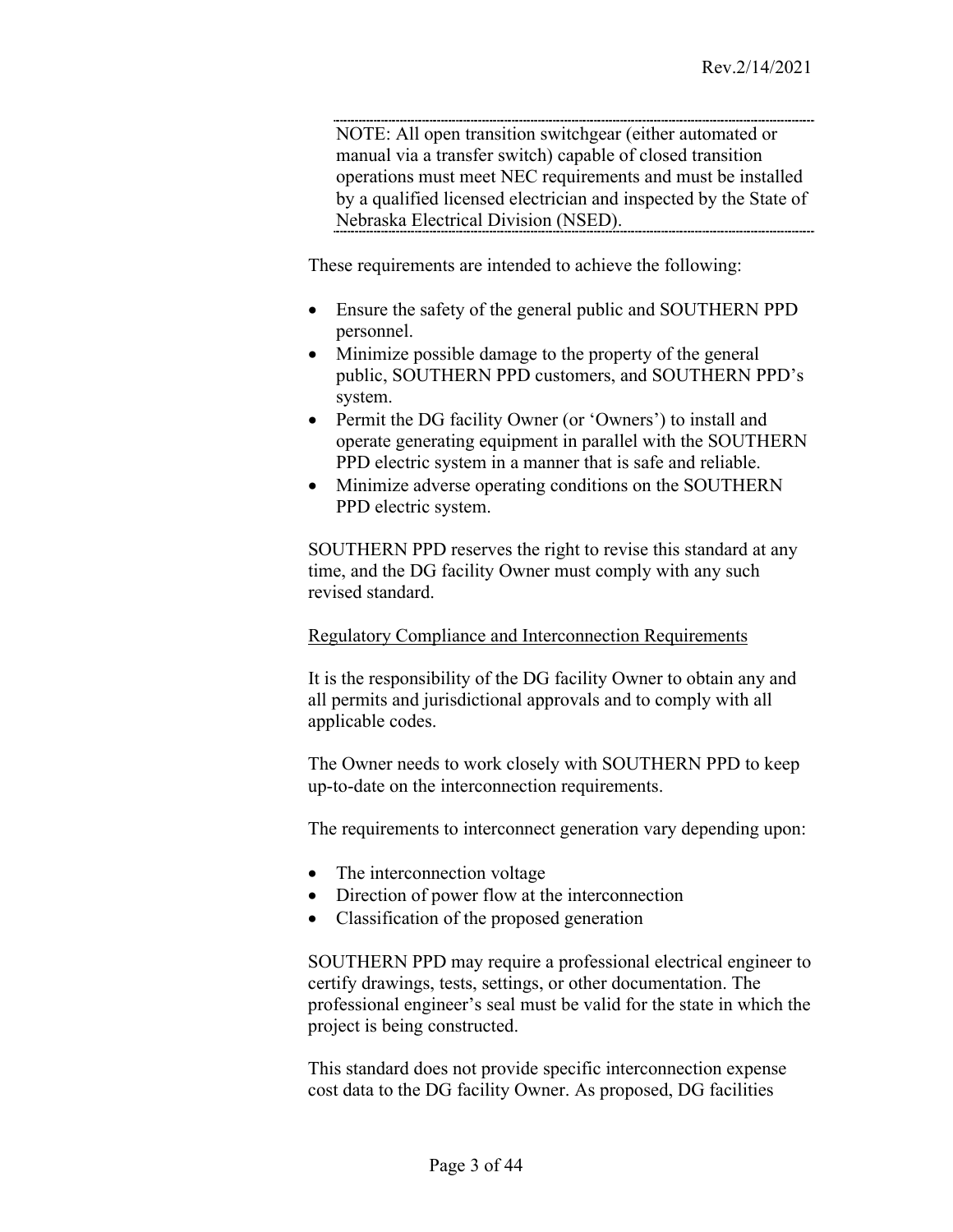NOTE: All open transition switchgear (either automated or manual via a transfer switch) capable of closed transition operations must meet NEC requirements and must be installed by a qualified licensed electrician and inspected by the State of Nebraska Electrical Division (NSED).

These requirements are intended to achieve the following:

- Ensure the safety of the general public and SOUTHERN PPD personnel.
- Minimize possible damage to the property of the general public, SOUTHERN PPD customers, and SOUTHERN PPD's system.
- Permit the DG facility Owner (or 'Owners') to install and operate generating equipment in parallel with the SOUTHERN PPD electric system in a manner that is safe and reliable.
- Minimize adverse operating conditions on the SOUTHERN PPD electric system.

SOUTHERN PPD reserves the right to revise this standard at any time, and the DG facility Owner must comply with any such revised standard.

Regulatory Compliance and Interconnection Requirements

It is the responsibility of the DG facility Owner to obtain any and all permits and jurisdictional approvals and to comply with all applicable codes.

The Owner needs to work closely with SOUTHERN PPD to keep up-to-date on the interconnection requirements.

The requirements to interconnect generation vary depending upon:

- The interconnection voltage
- Direction of power flow at the interconnection
- Classification of the proposed generation

SOUTHERN PPD may require a professional electrical engineer to certify drawings, tests, settings, or other documentation. The professional engineer's seal must be valid for the state in which the project is being constructed.

This standard does not provide specific interconnection expense cost data to the DG facility Owner. As proposed, DG facilities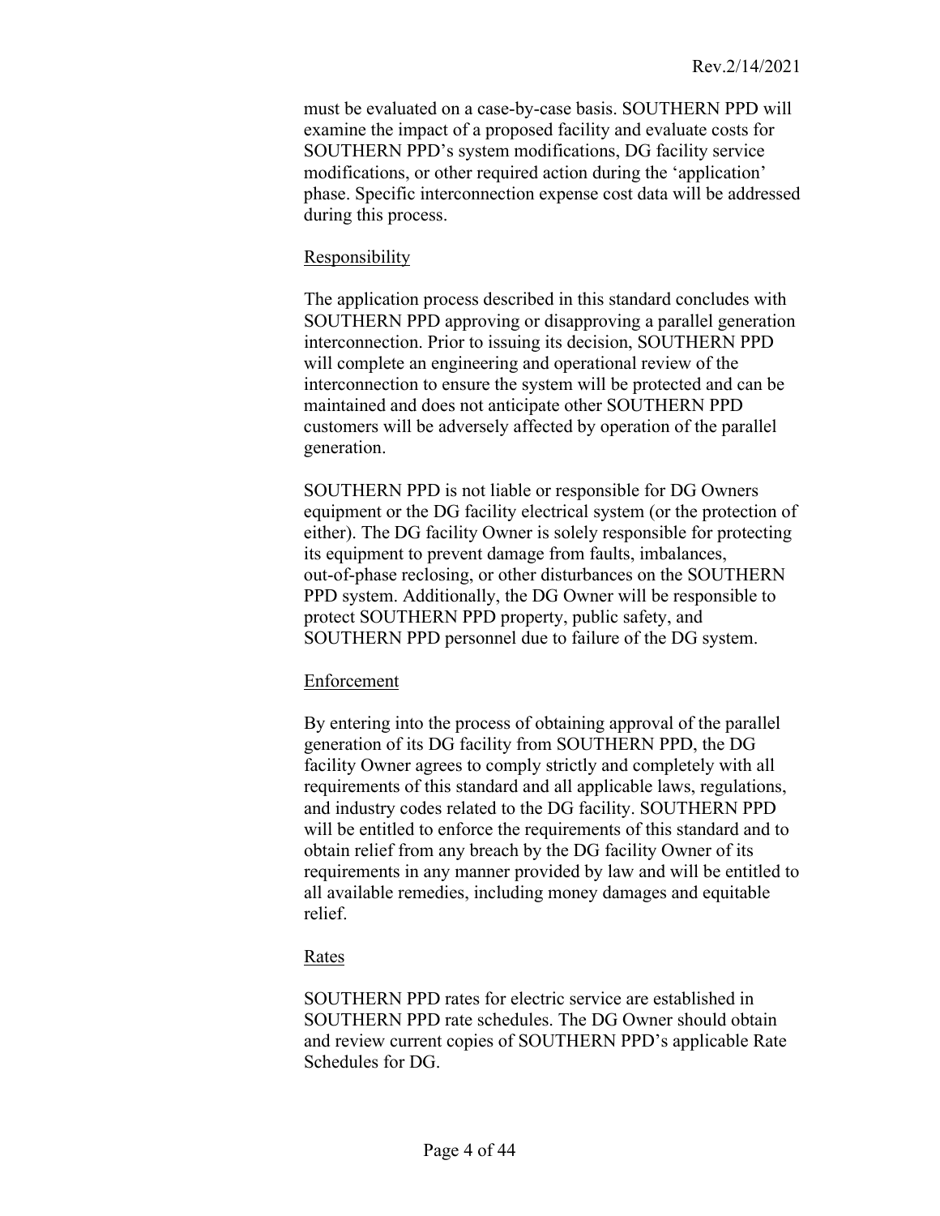must be evaluated on a case-by-case basis. SOUTHERN PPD will examine the impact of a proposed facility and evaluate costs for SOUTHERN PPD's system modifications, DG facility service modifications, or other required action during the 'application' phase. Specific interconnection expense cost data will be addressed during this process.

## Responsibility

The application process described in this standard concludes with SOUTHERN PPD approving or disapproving a parallel generation interconnection. Prior to issuing its decision, SOUTHERN PPD will complete an engineering and operational review of the interconnection to ensure the system will be protected and can be maintained and does not anticipate other SOUTHERN PPD customers will be adversely affected by operation of the parallel generation.

SOUTHERN PPD is not liable or responsible for DG Owners equipment or the DG facility electrical system (or the protection of either). The DG facility Owner is solely responsible for protecting its equipment to prevent damage from faults, imbalances, out-of-phase reclosing, or other disturbances on the SOUTHERN PPD system. Additionally, the DG Owner will be responsible to protect SOUTHERN PPD property, public safety, and SOUTHERN PPD personnel due to failure of the DG system.

## Enforcement

By entering into the process of obtaining approval of the parallel generation of its DG facility from SOUTHERN PPD, the DG facility Owner agrees to comply strictly and completely with all requirements of this standard and all applicable laws, regulations, and industry codes related to the DG facility. SOUTHERN PPD will be entitled to enforce the requirements of this standard and to obtain relief from any breach by the DG facility Owner of its requirements in any manner provided by law and will be entitled to all available remedies, including money damages and equitable relief.

## Rates

SOUTHERN PPD rates for electric service are established in SOUTHERN PPD rate schedules. The DG Owner should obtain and review current copies of SOUTHERN PPD's applicable Rate Schedules for DG.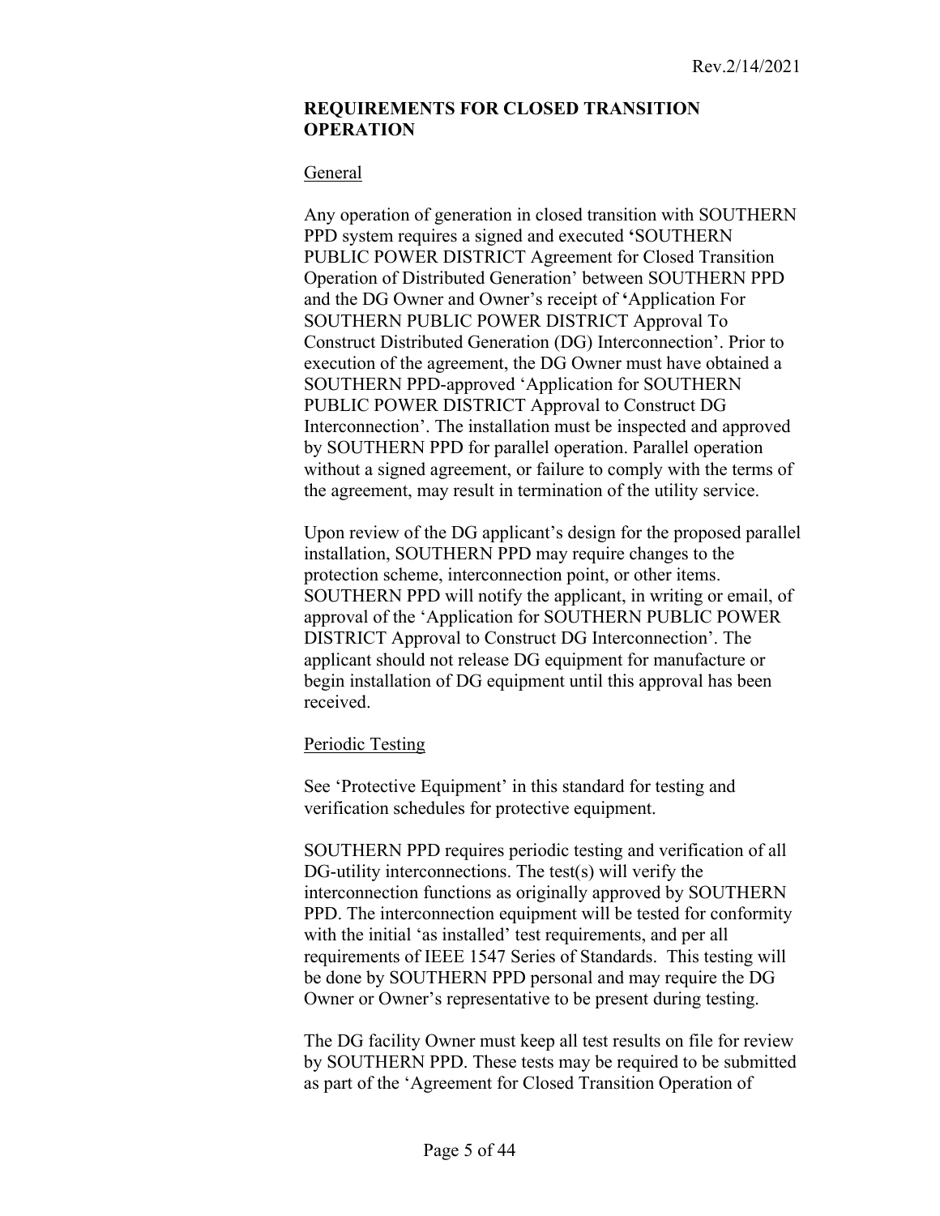## REQUIREMENTS FOR CLOSED TRANSITION OPERATION

General

Any operation of generation in closed transition with SOUTHERN PPD system requires a signed and executed **'**SOUTHERN PUBLIC POWER DISTRICT Agreement for Closed Transition Operation of Distributed Generation' between SOUTHERN PPD and the DG Owner and Owner's receipt of **'**Application For SOUTHERN PUBLIC POWER DISTRICT Approval To Construct Distributed Generation (DG) Interconnection'. Prior to execution of the agreement, the DG Owner must have obtained a SOUTHERN PPD-approved 'Application for SOUTHERN PUBLIC POWER DISTRICT Approval to Construct DG Interconnection'. The installation must be inspected and approved by SOUTHERN PPD for parallel operation. Parallel operation without a signed agreement, or failure to comply with the terms of the agreement, may result in termination of the utility service.

Upon review of the DG applicant's design for the proposed parallel installation, SOUTHERN PPD may require changes to the protection scheme, interconnection point, or other items. SOUTHERN PPD will notify the applicant, in writing or email, of approval of the 'Application for SOUTHERN PUBLIC POWER DISTRICT Approval to Construct DG Interconnection'. The applicant should not release DG equipment for manufacture or begin installation of DG equipment until this approval has been received.

Periodic Testing

See 'Protective Equipment' in this standard for testing and verification schedules for protective equipment.

SOUTHERN PPD requires periodic testing and verification of all DG-utility interconnections. The test(s) will verify the interconnection functions as originally approved by SOUTHERN PPD. The interconnection equipment will be tested for conformity with the initial 'as installed' test requirements, and per all requirements of IEEE 1547 Series of Standards. This testing will be done by SOUTHERN PPD personal and may require the DG Owner or Owner's representative to be present during testing.

The DG facility Owner must keep all test results on file for review by SOUTHERN PPD. These tests may be required to be submitted as part of the 'Agreement for Closed Transition Operation of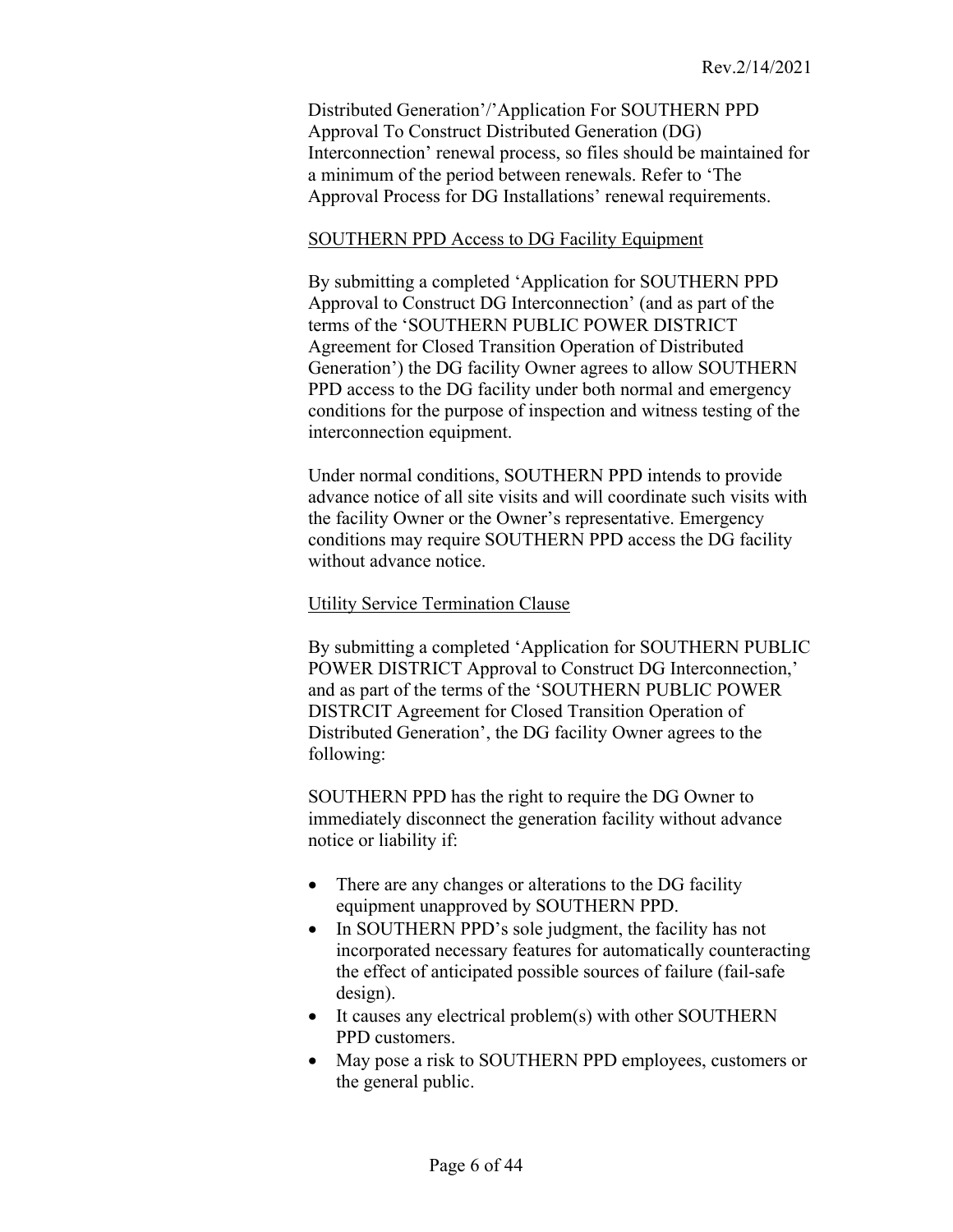Distributed Generation'/'Application For SOUTHERN PPD Approval To Construct Distributed Generation (DG) Interconnection' renewal process, so files should be maintained for a minimum of the period between renewals. Refer to 'The Approval Process for DG Installations' renewal requirements.

SOUTHERN PPD Access to DG Facility Equipment

By submitting a completed 'Application for SOUTHERN PPD Approval to Construct DG Interconnection' (and as part of the terms of the 'SOUTHERN PUBLIC POWER DISTRICT Agreement for Closed Transition Operation of Distributed Generation') the DG facility Owner agrees to allow SOUTHERN PPD access to the DG facility under both normal and emergency conditions for the purpose of inspection and witness testing of the interconnection equipment.

Under normal conditions, SOUTHERN PPD intends to provide advance notice of all site visits and will coordinate such visits with the facility Owner or the Owner's representative. Emergency conditions may require SOUTHERN PPD access the DG facility without advance notice.

Utility Service Termination Clause

By submitting a completed 'Application for SOUTHERN PUBLIC POWER DISTRICT Approval to Construct DG Interconnection,' and as part of the terms of the 'SOUTHERN PUBLIC POWER DISTRCIT Agreement for Closed Transition Operation of Distributed Generation', the DG facility Owner agrees to the following:

SOUTHERN PPD has the right to require the DG Owner to immediately disconnect the generation facility without advance notice or liability if:

- There are any changes or alterations to the DG facility equipment unapproved by SOUTHERN PPD.
- In SOUTHERN PPD's sole judgment, the facility has not incorporated necessary features for automatically counteracting the effect of anticipated possible sources of failure (fail-safe design).
- It causes any electrical problem(s) with other SOUTHERN PPD customers.
- May pose a risk to SOUTHERN PPD employees, customers or the general public.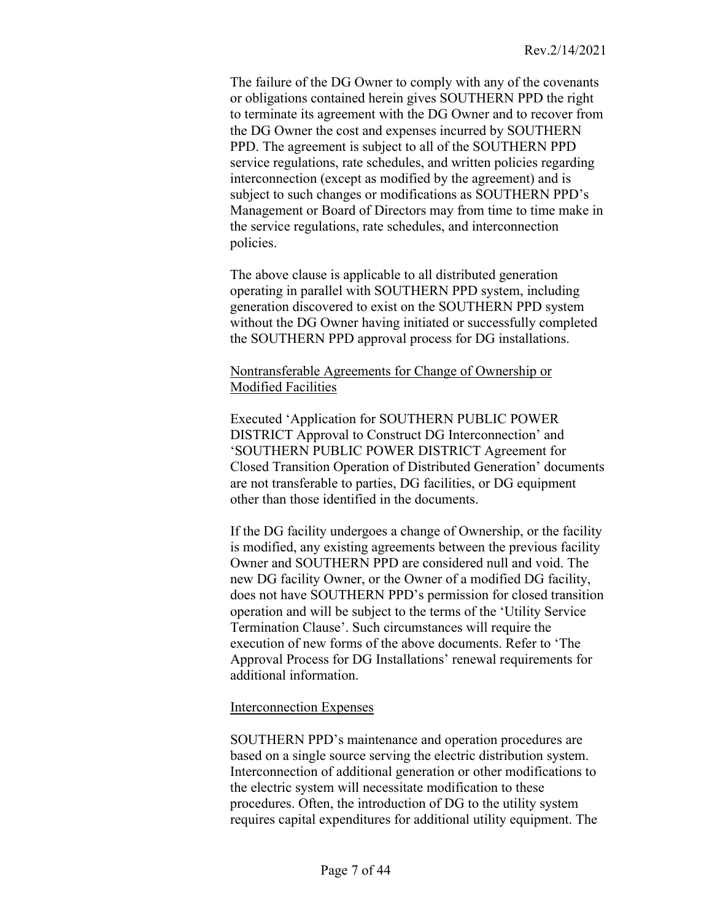The failure of the DG Owner to comply with any of the covenants or obligations contained herein gives SOUTHERN PPD the right to terminate its agreement with the DG Owner and to recover from the DG Owner the cost and expenses incurred by SOUTHERN PPD. The agreement is subject to all of the SOUTHERN PPD service regulations, rate schedules, and written policies regarding interconnection (except as modified by the agreement) and is subject to such changes or modifications as SOUTHERN PPD's Management or Board of Directors may from time to time make in the service regulations, rate schedules, and interconnection policies.

The above clause is applicable to all distributed generation operating in parallel with SOUTHERN PPD system, including generation discovered to exist on the SOUTHERN PPD system without the DG Owner having initiated or successfully completed the SOUTHERN PPD approval process for DG installations.

<u>Nontransferable Agreements for Change of Ownership or Modified Facilities</u>

Executed 'Application for SOUTHERN PUBLIC POWER DISTRICT Approval to Construct DG Interconnection' and 'SOUTHERN PUBLIC POWER DISTRICT Agreement for Closed Transition Operation of Distributed Generation' documents are not transferable to parties, DG facilities, or DG equipment other than those identified in the documents.

If the DG facility undergoes a change of Ownership, or the facility is modified, any existing agreements between the previous facility Owner and SOUTHERN PPD are considered null and void. The new DG facility Owner, or the Owner of a modified DG facility, does not have SOUTHERN PPD's permission for closed transition operation and will be subject to the terms of the 'Utility Service Termination Clause'. Such circumstances will require the execution of new forms of the above documents. Refer to 'The Approval Process for DG Installations' renewal requirements for additional information.

<u>Interconnection Expenses</u>

SOUTHERN PPD's maintenance and operation procedures are based on a single source serving the electric distribution system. Interconnection of additional generation or other modifications to the electric system will necessitate modification to these procedures. Often, the introduction of DG to the utility system requires capital expenditures for additional utility equipment. The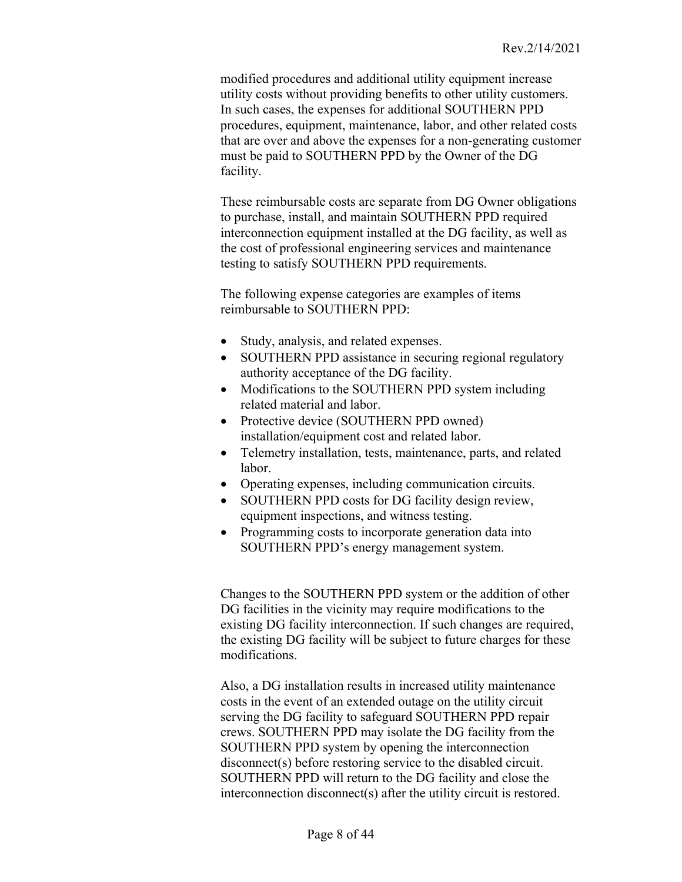modified procedures and additional utility equipment increase utility costs without providing benefits to other utility customers. In such cases, the expenses for additional SOUTHERN PPD procedures, equipment, maintenance, labor, and other related costs that are over and above the expenses for a non-generating customer must be paid to SOUTHERN PPD by the Owner of the DG facility.

These reimbursable costs are separate from DG Owner obligations to purchase, install, and maintain SOUTHERN PPD required interconnection equipment installed at the DG facility, as well as the cost of professional engineering services and maintenance testing to satisfy SOUTHERN PPD requirements.

The following expense categories are examples of items reimbursable to SOUTHERN PPD:

- Study, analysis, and related expenses.
- SOUTHERN PPD assistance in securing regional regulatory authority acceptance of the DG facility.
- Modifications to the SOUTHERN PPD system including related material and labor.
- Protective device (SOUTHERN PPD owned) installation/equipment cost and related labor.
- Telemetry installation, tests, maintenance, parts, and related labor.
- Operating expenses, including communication circuits.
- SOUTHERN PPD costs for DG facility design review, equipment inspections, and witness testing.
- Programming costs to incorporate generation data into SOUTHERN PPD's energy management system.

Changes to the SOUTHERN PPD system or the addition of other DG facilities in the vicinity may require modifications to the existing DG facility interconnection. If such changes are required, the existing DG facility will be subject to future charges for these modifications.

Also, a DG installation results in increased utility maintenance costs in the event of an extended outage on the utility circuit serving the DG facility to safeguard SOUTHERN PPD repair crews. SOUTHERN PPD may isolate the DG facility from the SOUTHERN PPD system by opening the interconnection disconnect(s) before restoring service to the disabled circuit. SOUTHERN PPD will return to the DG facility and close the interconnection disconnect(s) after the utility circuit is restored.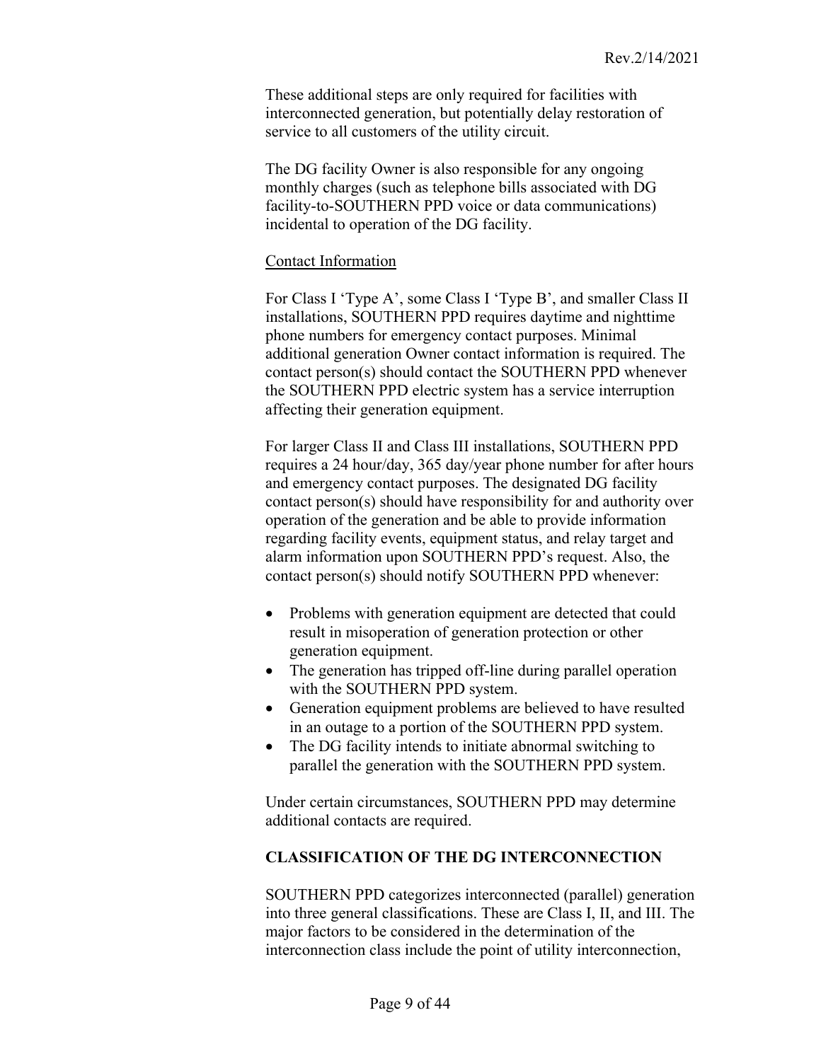These additional steps are only required for facilities with interconnected generation, but potentially delay restoration of service to all customers of the utility circuit.

The DG facility Owner is also responsible for any ongoing monthly charges (such as telephone bills associated with DG facility-to-SOUTHERN PPD voice or data communications) incidental to operation of the DG facility.

<u>Contact Information</u>

For Class I 'Type A', some Class I 'Type B', and smaller Class II installations, SOUTHERN PPD requires daytime and nighttime phone numbers for emergency contact purposes. Minimal additional generation Owner contact information is required. The contact person(s) should contact the SOUTHERN PPD whenever the SOUTHERN PPD electric system has a service interruption affecting their generation equipment.

For larger Class II and Class III installations, SOUTHERN PPD requires a 24 hour/day, 365 day/year phone number for after hours and emergency contact purposes. The designated DG facility contact person(s) should have responsibility for and authority over operation of the generation and be able to provide information regarding facility events, equipment status, and relay target and alarm information upon SOUTHERN PPD's request. Also, the contact person(s) should notify SOUTHERN PPD whenever:

- Problems with generation equipment are detected that could result in misoperation of generation protection or other generation equipment.
- The generation has tripped off-line during parallel operation with the SOUTHERN PPD system.
- Generation equipment problems are believed to have resulted in an outage to a portion of the SOUTHERN PPD system.
- The DG facility intends to initiate abnormal switching to parallel the generation with the SOUTHERN PPD system.

Under certain circumstances, SOUTHERN PPD may determine additional contacts are required.

## CLASSIFICATION OF THE DG INTERCONNECTION

SOUTHERN PPD categorizes interconnected (parallel) generation into three general classifications. These are Class I, II, and III. The major factors to be considered in the determination of the interconnection class include the point of utility interconnection,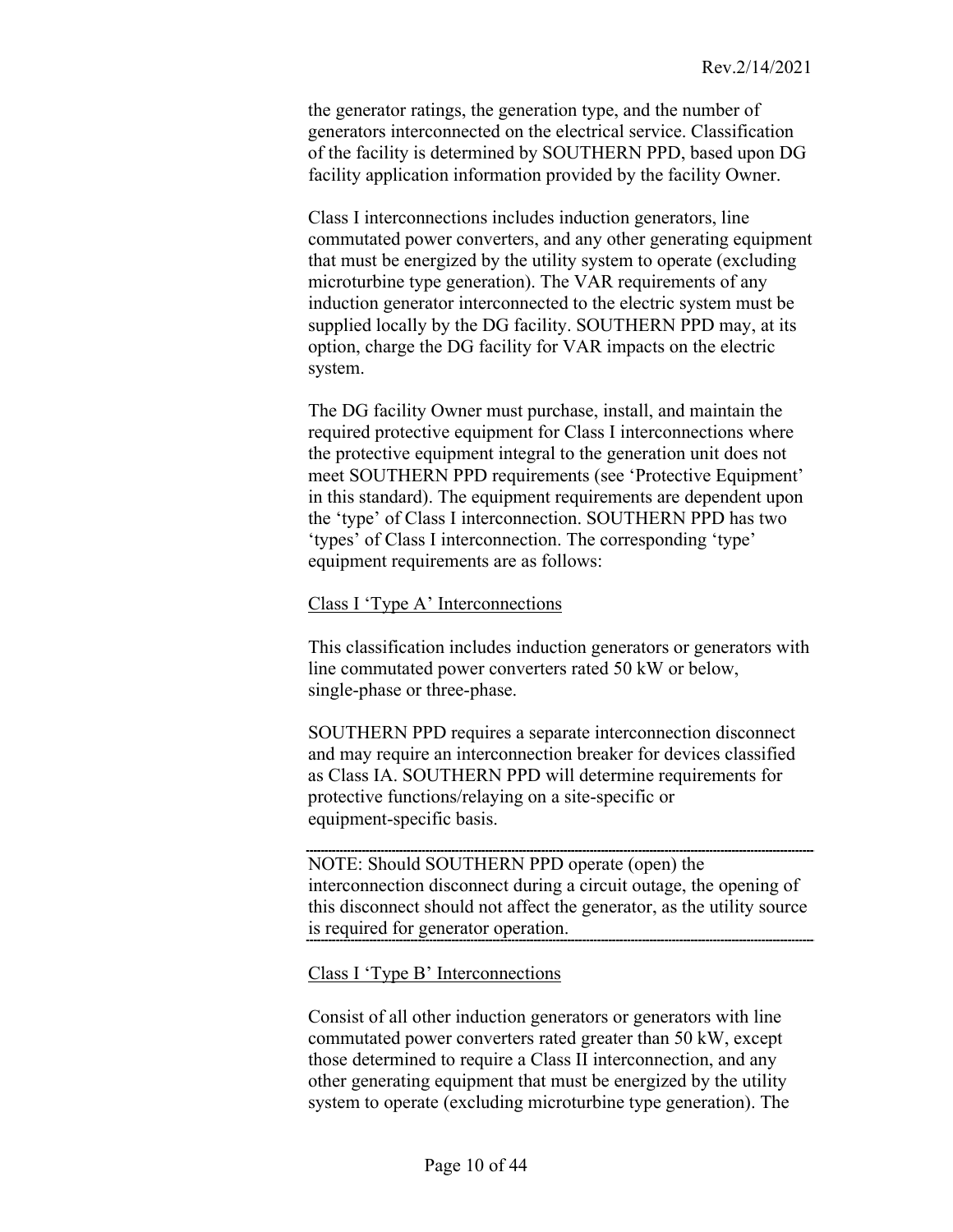the generator ratings, the generation type, and the number of generators interconnected on the electrical service. Classification of the facility is determined by SOUTHERN PPD, based upon DG facility application information provided by the facility Owner.

Class I interconnections includes induction generators, line commutated power converters, and any other generating equipment that must be energized by the utility system to operate (excluding microturbine type generation). The VAR requirements of any induction generator interconnected to the electric system must be supplied locally by the DG facility. SOUTHERN PPD may, at its option, charge the DG facility for VAR impacts on the electric system.

The DG facility Owner must purchase, install, and maintain the required protective equipment for Class I interconnections where the protective equipment integral to the generation unit does not meet SOUTHERN PPD requirements (see 'Protective Equipment' in this standard). The equipment requirements are dependent upon the 'type' of Class I interconnection. SOUTHERN PPD has two 'types' of Class I interconnection. The corresponding 'type' equipment requirements are as follows:

<u>Class I 'Type A' Interconnections</u>

This classification includes induction generators or generators with line commutated power converters rated 50 kW or below, single-phase or three-phase.

SOUTHERN PPD requires a separate interconnection disconnect and may require an interconnection breaker for devices classified as Class IA. SOUTHERN PPD will determine requirements for protective functions/relaying on a site-specific or equipment-specific basis.

---

NOTE: Should SOUTHERN PPD operate (open) the interconnection disconnect during a circuit outage, the opening of this disconnect should not affect the generator, as the utility source is required for generator operation.

---

<u>Class I 'Type B' Interconnections</u>

Consist of all other induction generators or generators with line commutated power converters rated greater than 50 kW, except those determined to require a Class II interconnection, and any other generating equipment that must be energized by the utility system to operate (excluding microturbine type generation). The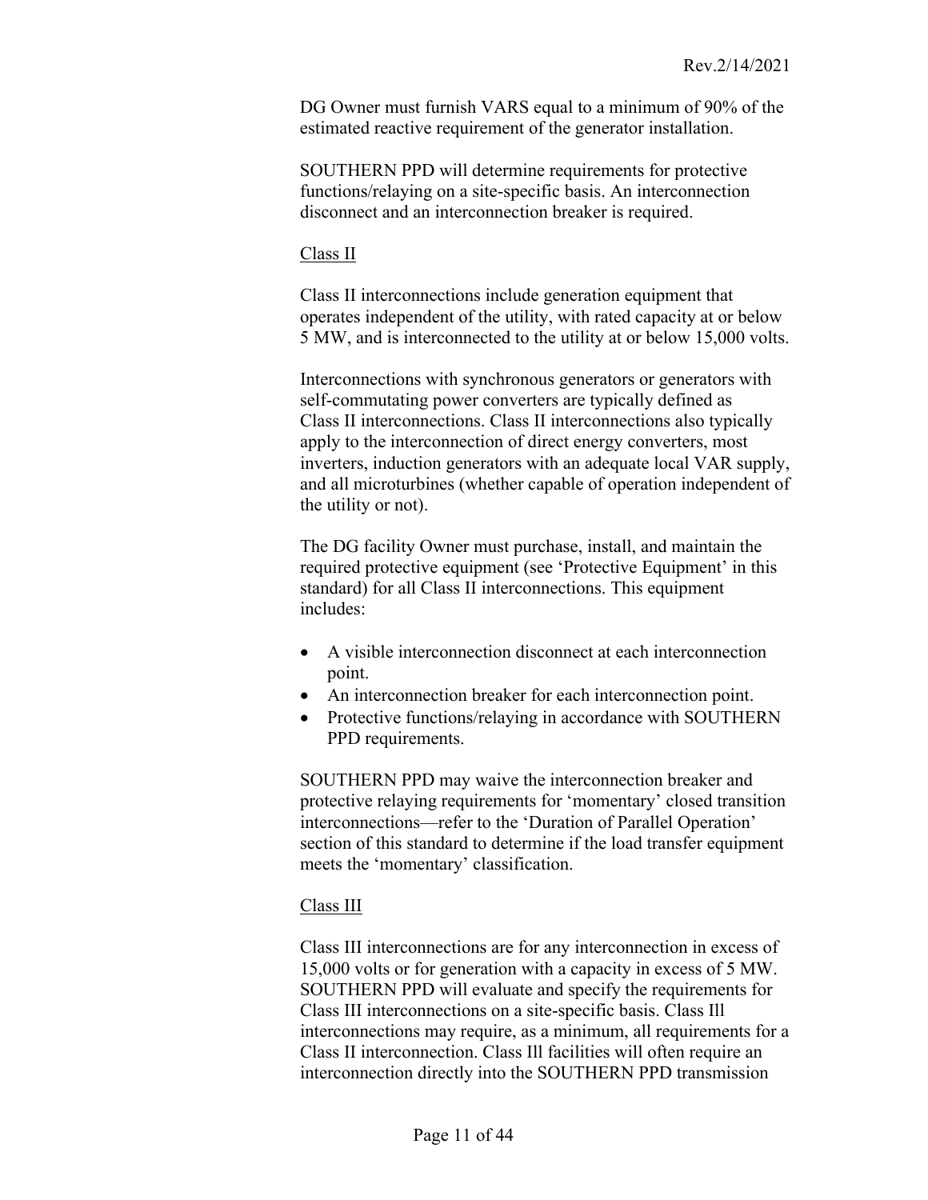DG Owner must furnish VARS equal to a minimum of 90% of the estimated reactive requirement of the generator installation.

SOUTHERN PPD will determine requirements for protective functions/relaying on a site-specific basis. An interconnection disconnect and an interconnection breaker is required.

<u>Class II</u>

Class II interconnections include generation equipment that operates independent of the utility, with rated capacity at or below 5 MW, and is interconnected to the utility at or below 15,000 volts.

Interconnections with synchronous generators or generators with self-commutating power converters are typically defined as Class II interconnections. Class II interconnections also typically apply to the interconnection of direct energy converters, most inverters, induction generators with an adequate local VAR supply, and all microturbines (whether capable of operation independent of the utility or not).

The DG facility Owner must purchase, install, and maintain the required protective equipment (see 'Protective Equipment' in this standard) for all Class II interconnections. This equipment includes:

- A visible interconnection disconnect at each interconnection point.
- An interconnection breaker for each interconnection point.
- Protective functions/relaying in accordance with SOUTHERN PPD requirements.

SOUTHERN PPD may waive the interconnection breaker and protective relaying requirements for 'momentary' closed transition interconnections—refer to the 'Duration of Parallel Operation' section of this standard to determine if the load transfer equipment meets the 'momentary' classification.

<u>Class III</u>

Class III interconnections are for any interconnection in excess of 15,000 volts or for generation with a capacity in excess of 5 MW. SOUTHERN PPD will evaluate and specify the requirements for Class III interconnections on a site-specific basis. Class Ill interconnections may require, as a minimum, all requirements for a Class II interconnection. Class Ill facilities will often require an interconnection directly into the SOUTHERN PPD transmission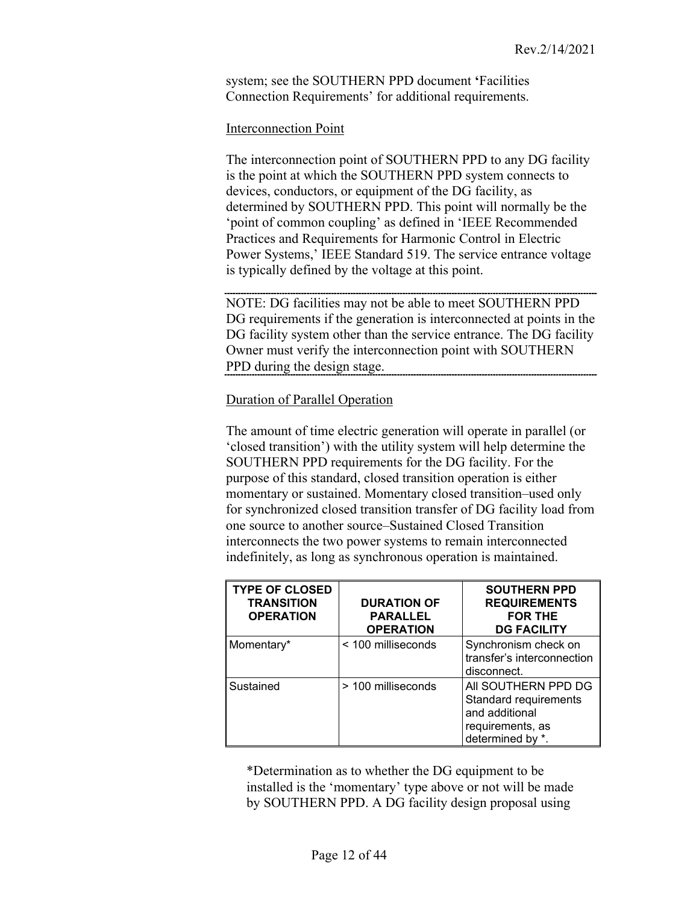system; see the SOUTHERN PPD document 'Facilities Connection Requirements' for additional requirements.

Interconnection Point

The interconnection point of SOUTHERN PPD to any DG facility is the point at which the SOUTHERN PPD system connects to devices, conductors, or equipment of the DG facility, as determined by SOUTHERN PPD. This point will normally be the 'point of common coupling' as defined in 'IEEE Recommended Practices and Requirements for Harmonic Control in Electric Power Systems,' IEEE Standard 519. The service entrance voltage is typically defined by the voltage at this point.

---

NOTE: DG facilities may not be able to meet SOUTHERN PPD DG requirements if the generation is interconnected at points in the DG facility system other than the service entrance. The DG facility Owner must verify the interconnection point with SOUTHERN PPD during the design stage.

---

Duration of Parallel Operation

The amount of time electric generation will operate in parallel (or 'closed transition') with the utility system will help determine the SOUTHERN PPD requirements for the DG facility. For the purpose of this standard, closed transition operation is either momentary or sustained. Momentary closed transition–used only for synchronized closed transition transfer of DG facility load from one source to another source–Sustained Closed Transition interconnects the two power systems to remain interconnected indefinitely, as long as synchronous operation is maintained.

| TYPE OF CLOSED TRANSITION OPERATION | DURATION OF PARALLEL OPERATION | SOUTHERN PPD REQUIREMENTS FOR THE DG FACILITY |
|---|---|---|
| Momentary* | < 100 milliseconds | Synchronism check on transfer's interconnection disconnect. |
| Sustained | > 100 milliseconds | All SOUTHERN PPD DG Standard requirements and additional requirements, as determined by *. |

*Determination as to whether the DG equipment to be installed is the 'momentary' type above or not will be made by SOUTHERN PPD. A DG facility design proposal using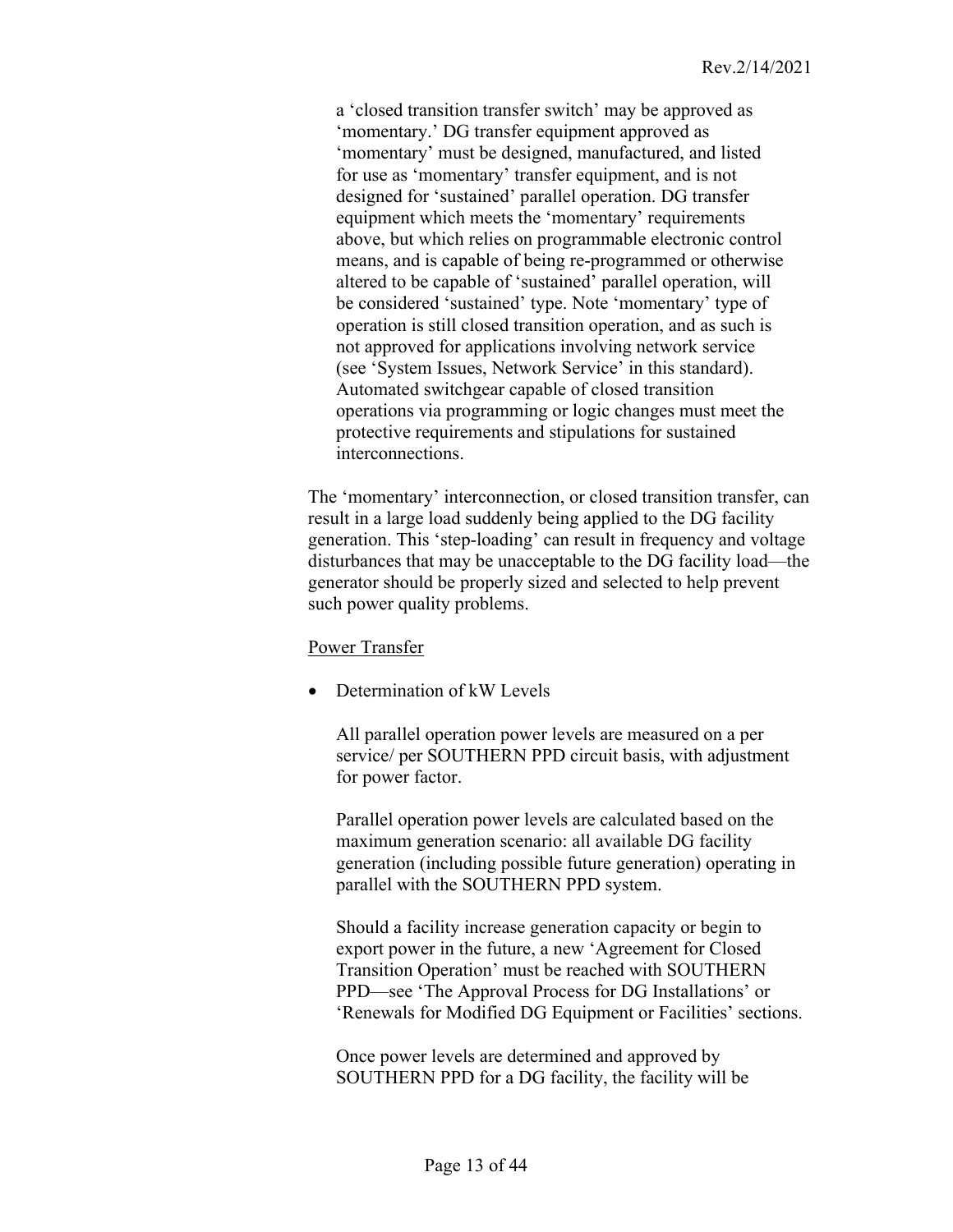a 'closed transition transfer switch' may be approved as 'momentary.' DG transfer equipment approved as 'momentary' must be designed, manufactured, and listed for use as 'momentary' transfer equipment, and is not designed for 'sustained' parallel operation. DG transfer equipment which meets the 'momentary' requirements above, but which relies on programmable electronic control means, and is capable of being re-programmed or otherwise altered to be capable of 'sustained' parallel operation, will be considered 'sustained' type. Note 'momentary' type of operation is still closed transition operation, and as such is not approved for applications involving network service (see 'System Issues, Network Service' in this standard). Automated switchgear capable of closed transition operations via programming or logic changes must meet the protective requirements and stipulations for sustained interconnections.

The 'momentary' interconnection, or closed transition transfer, can result in a large load suddenly being applied to the DG facility generation. This 'step-loading' can result in frequency and voltage disturbances that may be unacceptable to the DG facility load—the generator should be properly sized and selected to help prevent such power quality problems.

Power Transfer

- Determination of kW Levels

  All parallel operation power levels are measured on a per service/ per SOUTHERN PPD circuit basis, with adjustment for power factor.

  Parallel operation power levels are calculated based on the maximum generation scenario: all available DG facility generation (including possible future generation) operating in parallel with the SOUTHERN PPD system.

  Should a facility increase generation capacity or begin to export power in the future, a new 'Agreement for Closed Transition Operation' must be reached with SOUTHERN PPD—see 'The Approval Process for DG Installations' or 'Renewals for Modified DG Equipment or Facilities' sections.

  Once power levels are determined and approved by SOUTHERN PPD for a DG facility, the facility will be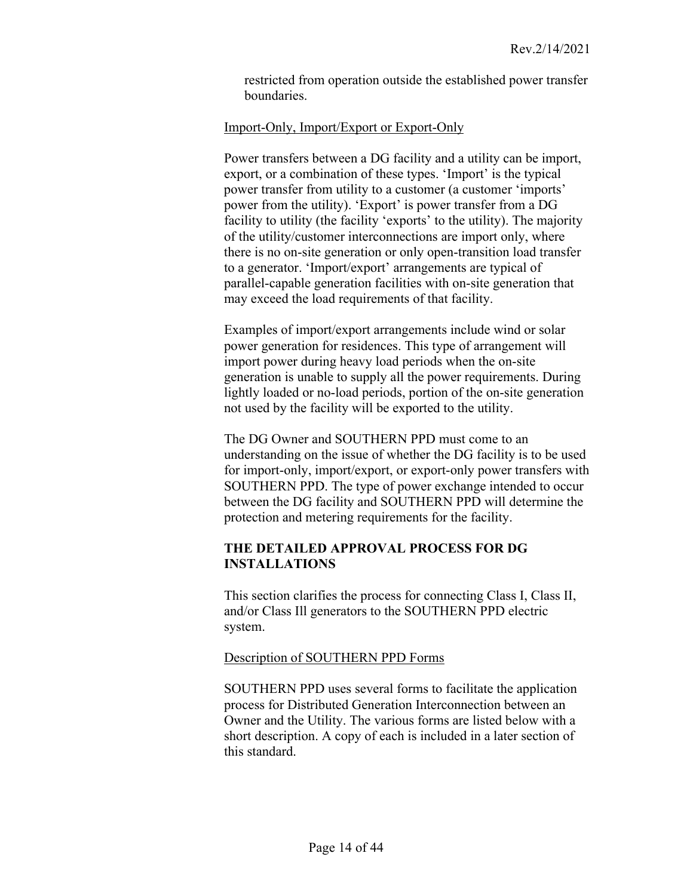restricted from operation outside the established power transfer boundaries.

Import-Only, Import/Export or Export-Only

Power transfers between a DG facility and a utility can be import, export, or a combination of these types. 'Import' is the typical power transfer from utility to a customer (a customer 'imports' power from the utility). 'Export' is power transfer from a DG facility to utility (the facility 'exports' to the utility). The majority of the utility/customer interconnections are import only, where there is no on-site generation or only open-transition load transfer to a generator. 'Import/export' arrangements are typical of parallel-capable generation facilities with on-site generation that may exceed the load requirements of that facility.

Examples of import/export arrangements include wind or solar power generation for residences. This type of arrangement will import power during heavy load periods when the on-site generation is unable to supply all the power requirements. During lightly loaded or no-load periods, portion of the on-site generation not used by the facility will be exported to the utility.

The DG Owner and SOUTHERN PPD must come to an understanding on the issue of whether the DG facility is to be used for import-only, import/export, or export-only power transfers with SOUTHERN PPD. The type of power exchange intended to occur between the DG facility and SOUTHERN PPD will determine the protection and metering requirements for the facility.

## THE DETAILED APPROVAL PROCESS FOR DG INSTALLATIONS

This section clarifies the process for connecting Class I, Class II, and/or Class Ill generators to the SOUTHERN PPD electric system.

Description of SOUTHERN PPD Forms

SOUTHERN PPD uses several forms to facilitate the application process for Distributed Generation Interconnection between an Owner and the Utility. The various forms are listed below with a short description. A copy of each is included in a later section of this standard.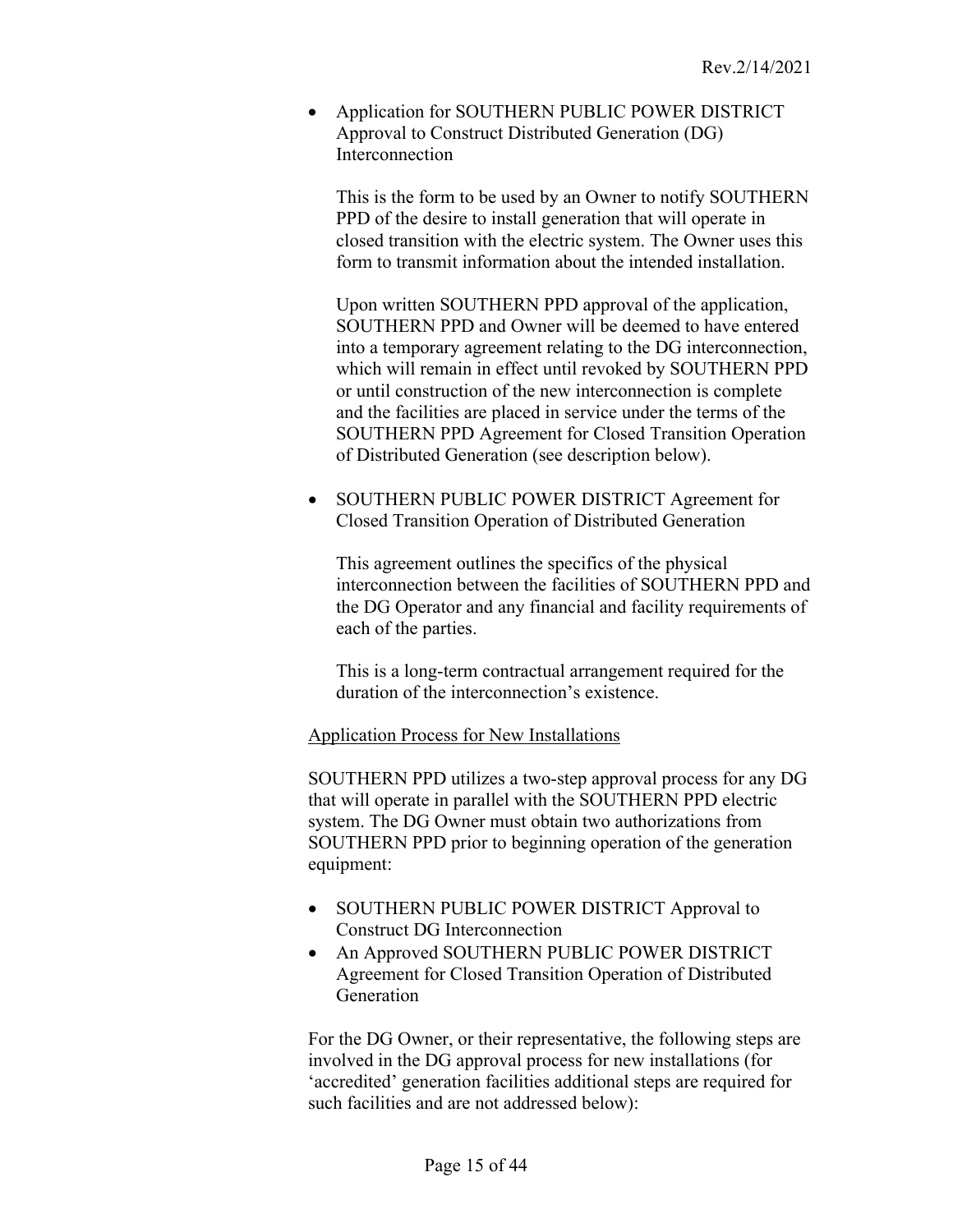- Application for SOUTHERN PUBLIC POWER DISTRICT Approval to Construct Distributed Generation (DG) Interconnection

  This is the form to be used by an Owner to notify SOUTHERN PPD of the desire to install generation that will operate in closed transition with the electric system. The Owner uses this form to transmit information about the intended installation.

  Upon written SOUTHERN PPD approval of the application, SOUTHERN PPD and Owner will be deemed to have entered into a temporary agreement relating to the DG interconnection, which will remain in effect until revoked by SOUTHERN PPD or until construction of the new interconnection is complete and the facilities are placed in service under the terms of the SOUTHERN PPD Agreement for Closed Transition Operation of Distributed Generation (see description below).

- SOUTHERN PUBLIC POWER DISTRICT Agreement for Closed Transition Operation of Distributed Generation

  This agreement outlines the specifics of the physical interconnection between the facilities of SOUTHERN PPD and the DG Operator and any financial and facility requirements of each of the parties.

  This is a long-term contractual arrangement required for the duration of the interconnection's existence.

<u>Application Process for New Installations</u>

SOUTHERN PPD utilizes a two-step approval process for any DG that will operate in parallel with the SOUTHERN PPD electric system. The DG Owner must obtain two authorizations from SOUTHERN PPD prior to beginning operation of the generation equipment:

- SOUTHERN PUBLIC POWER DISTRICT Approval to Construct DG Interconnection
- An Approved SOUTHERN PUBLIC POWER DISTRICT Agreement for Closed Transition Operation of Distributed Generation

For the DG Owner, or their representative, the following steps are involved in the DG approval process for new installations (for 'accredited' generation facilities additional steps are required for such facilities and are not addressed below):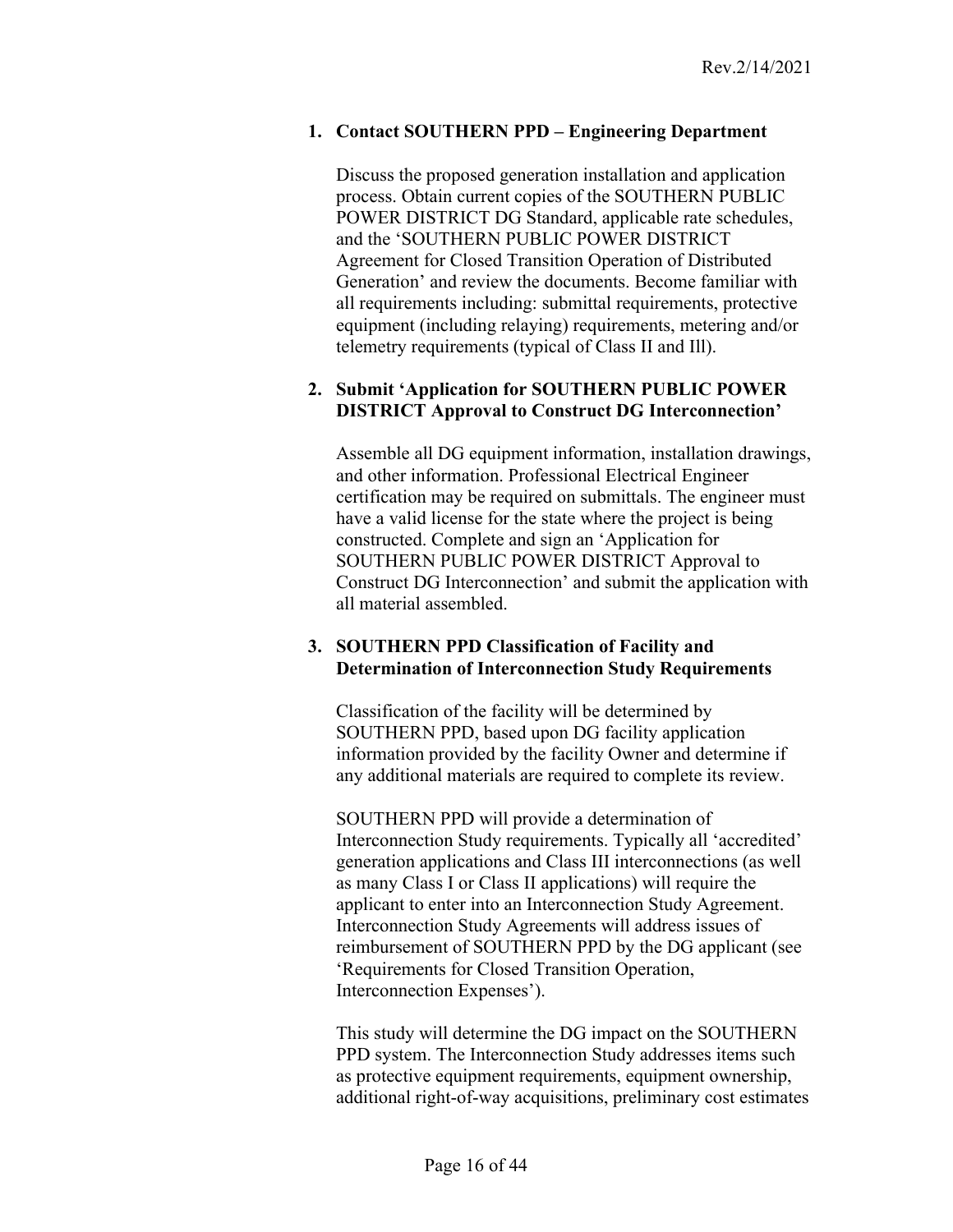1. **Contact SOUTHERN PPD – Engineering Department**

   Discuss the proposed generation installation and application process. Obtain current copies of the SOUTHERN PUBLIC POWER DISTRICT DG Standard, applicable rate schedules, and the 'SOUTHERN PUBLIC POWER DISTRICT Agreement for Closed Transition Operation of Distributed Generation' and review the documents. Become familiar with all requirements including: submittal requirements, protective equipment (including relaying) requirements, metering and/or telemetry requirements (typical of Class II and Ill).

2. **Submit 'Application for SOUTHERN PUBLIC POWER DISTRICT Approval to Construct DG Interconnection'**

   Assemble all DG equipment information, installation drawings, and other information. Professional Electrical Engineer certification may be required on submittals. The engineer must have a valid license for the state where the project is being constructed. Complete and sign an 'Application for SOUTHERN PUBLIC POWER DISTRICT Approval to Construct DG Interconnection' and submit the application with all material assembled.

3. **SOUTHERN PPD Classification of Facility and Determination of Interconnection Study Requirements**

   Classification of the facility will be determined by SOUTHERN PPD, based upon DG facility application information provided by the facility Owner and determine if any additional materials are required to complete its review.

   SOUTHERN PPD will provide a determination of Interconnection Study requirements. Typically all 'accredited' generation applications and Class III interconnections (as well as many Class I or Class II applications) will require the applicant to enter into an Interconnection Study Agreement. Interconnection Study Agreements will address issues of reimbursement of SOUTHERN PPD by the DG applicant (see 'Requirements for Closed Transition Operation, Interconnection Expenses').

   This study will determine the DG impact on the SOUTHERN PPD system. The Interconnection Study addresses items such as protective equipment requirements, equipment ownership, additional right-of-way acquisitions, preliminary cost estimates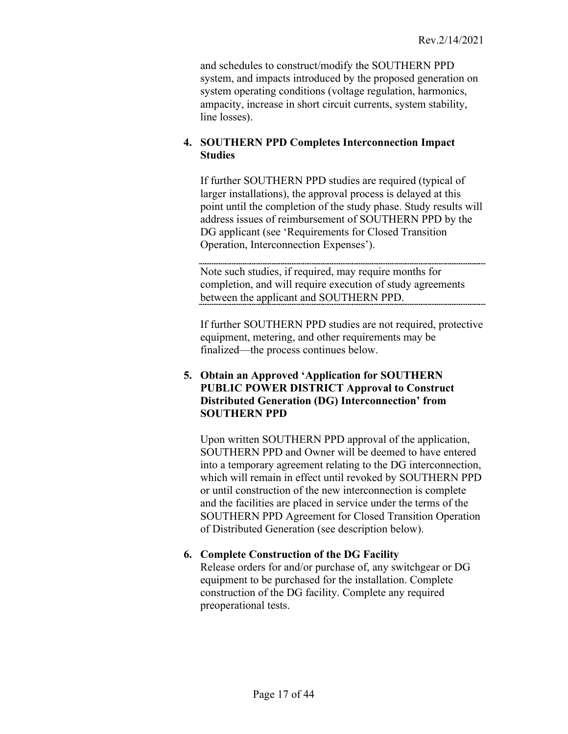and schedules to construct/modify the SOUTHERN PPD system, and impacts introduced by the proposed generation on system operating conditions (voltage regulation, harmonics, ampacity, increase in short circuit currents, system stability, line losses).

**4. SOUTHERN PPD Completes Interconnection Impact Studies**

If further SOUTHERN PPD studies are required (typical of larger installations), the approval process is delayed at this point until the completion of the study phase. Study results will address issues of reimbursement of SOUTHERN PPD by the DG applicant (see 'Requirements for Closed Transition Operation, Interconnection Expenses').

Note such studies, if required, may require months for completion, and will require execution of study agreements between the applicant and SOUTHERN PPD.

If further SOUTHERN PPD studies are not required, protective equipment, metering, and other requirements may be finalized—the process continues below.

**5. Obtain an Approved 'Application for SOUTHERN PUBLIC POWER DISTRICT Approval to Construct Distributed Generation (DG) Interconnection' from SOUTHERN PPD**

Upon written SOUTHERN PPD approval of the application, SOUTHERN PPD and Owner will be deemed to have entered into a temporary agreement relating to the DG interconnection, which will remain in effect until revoked by SOUTHERN PPD or until construction of the new interconnection is complete and the facilities are placed in service under the terms of the SOUTHERN PPD Agreement for Closed Transition Operation of Distributed Generation (see description below).

**6. Complete Construction of the DG Facility**

Release orders for and/or purchase of, any switchgear or DG equipment to be purchased for the installation. Complete construction of the DG facility. Complete any required preoperational tests.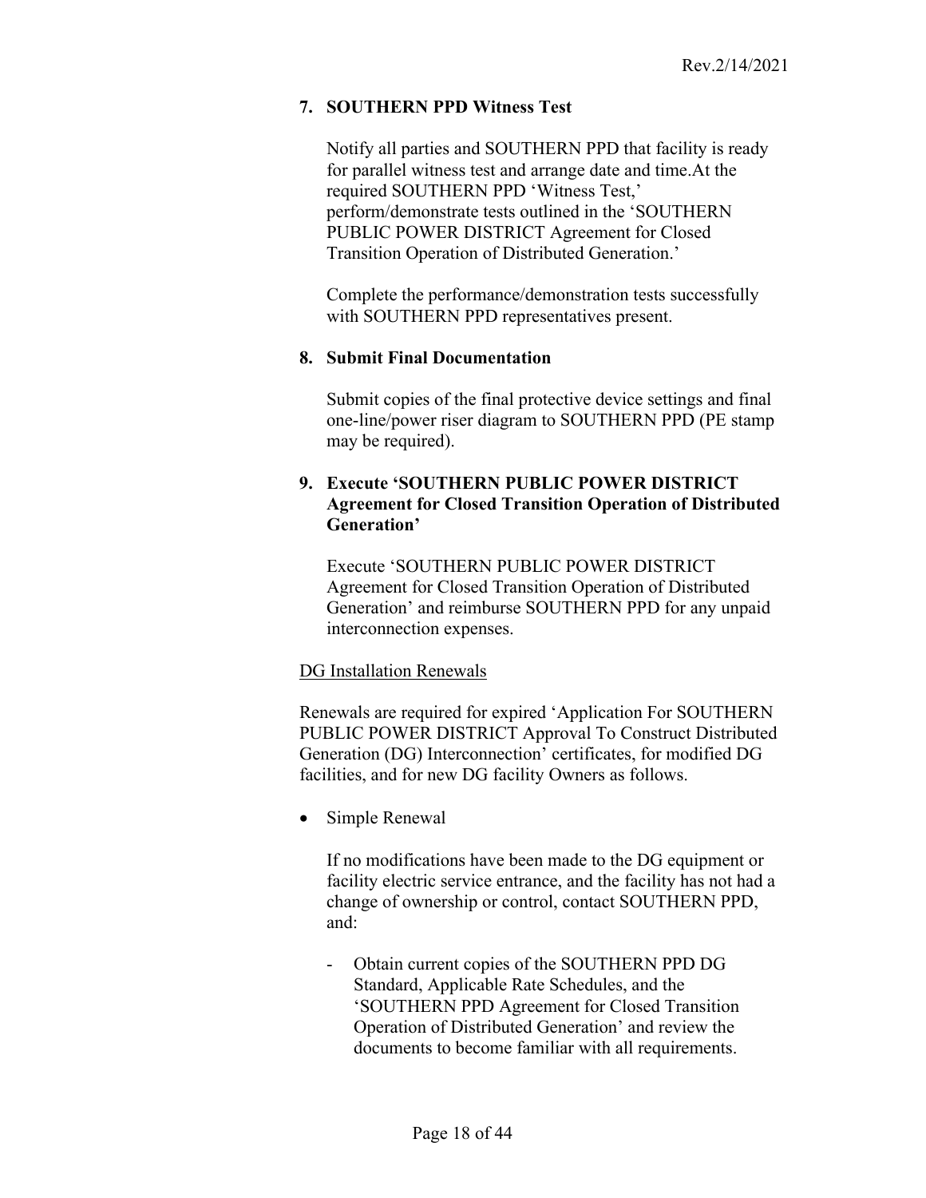7. **SOUTHERN PPD Witness Test**

   Notify all parties and SOUTHERN PPD that facility is ready for parallel witness test and arrange date and time.At the required SOUTHERN PPD 'Witness Test,' perform/demonstrate tests outlined in the 'SOUTHERN PUBLIC POWER DISTRICT Agreement for Closed Transition Operation of Distributed Generation.'

   Complete the performance/demonstration tests successfully with SOUTHERN PPD representatives present.

8. **Submit Final Documentation**

   Submit copies of the final protective device settings and final one-line/power riser diagram to SOUTHERN PPD (PE stamp may be required).

9. **Execute 'SOUTHERN PUBLIC POWER DISTRICT Agreement for Closed Transition Operation of Distributed Generation'**

   Execute 'SOUTHERN PUBLIC POWER DISTRICT Agreement for Closed Transition Operation of Distributed Generation' and reimburse SOUTHERN PPD for any unpaid interconnection expenses.

DG Installation Renewals

Renewals are required for expired 'Application For SOUTHERN PUBLIC POWER DISTRICT Approval To Construct Distributed Generation (DG) Interconnection' certificates, for modified DG facilities, and for new DG facility Owners as follows.

- Simple Renewal

  If no modifications have been made to the DG equipment or facility electric service entrance, and the facility has not had a change of ownership or control, contact SOUTHERN PPD, and:

  - Obtain current copies of the SOUTHERN PPD DG Standard, Applicable Rate Schedules, and the 'SOUTHERN PPD Agreement for Closed Transition Operation of Distributed Generation' and review the documents to become familiar with all requirements.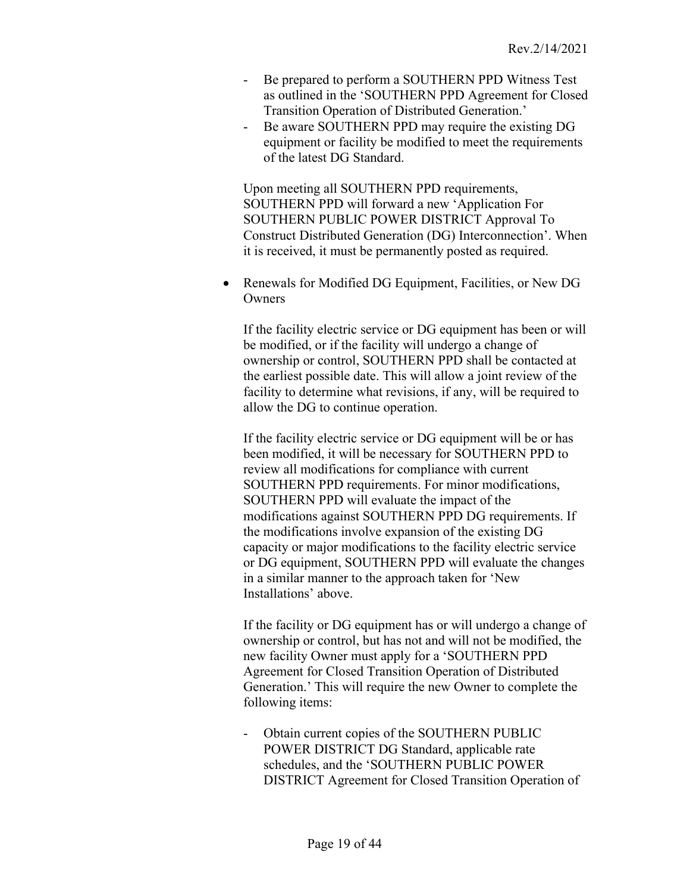- Be prepared to perform a SOUTHERN PPD Witness Test as outlined in the 'SOUTHERN PPD Agreement for Closed Transition Operation of Distributed Generation.'
- Be aware SOUTHERN PPD may require the existing DG equipment or facility be modified to meet the requirements of the latest DG Standard.

Upon meeting all SOUTHERN PPD requirements, SOUTHERN PPD will forward a new 'Application For SOUTHERN PUBLIC POWER DISTRICT Approval To Construct Distributed Generation (DG) Interconnection'. When it is received, it must be permanently posted as required.

- Renewals for Modified DG Equipment, Facilities, or New DG Owners

  If the facility electric service or DG equipment has been or will be modified, or if the facility will undergo a change of ownership or control, SOUTHERN PPD shall be contacted at the earliest possible date. This will allow a joint review of the facility to determine what revisions, if any, will be required to allow the DG to continue operation.

  If the facility electric service or DG equipment will be or has been modified, it will be necessary for SOUTHERN PPD to review all modifications for compliance with current SOUTHERN PPD requirements. For minor modifications, SOUTHERN PPD will evaluate the impact of the modifications against SOUTHERN PPD DG requirements. If the modifications involve expansion of the existing DG capacity or major modifications to the facility electric service or DG equipment, SOUTHERN PPD will evaluate the changes in a similar manner to the approach taken for 'New Installations' above.

  If the facility or DG equipment has or will undergo a change of ownership or control, but has not and will not be modified, the new facility Owner must apply for a 'SOUTHERN PPD Agreement for Closed Transition Operation of Distributed Generation.' This will require the new Owner to complete the following items:

  - Obtain current copies of the SOUTHERN PUBLIC POWER DISTRICT DG Standard, applicable rate schedules, and the 'SOUTHERN PUBLIC POWER DISTRICT Agreement for Closed Transition Operation of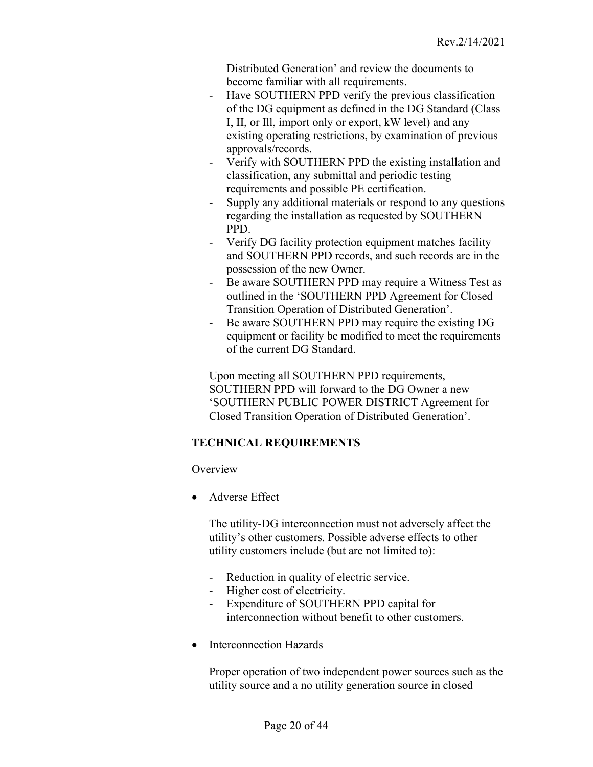Distributed Generation' and review the documents to become familiar with all requirements.

- Have SOUTHERN PPD verify the previous classification of the DG equipment as defined in the DG Standard (Class I, II, or Ill, import only or export, kW level) and any existing operating restrictions, by examination of previous approvals/records.
- Verify with SOUTHERN PPD the existing installation and classification, any submittal and periodic testing requirements and possible PE certification.
- Supply any additional materials or respond to any questions regarding the installation as requested by SOUTHERN PPD.
- Verify DG facility protection equipment matches facility and SOUTHERN PPD records, and such records are in the possession of the new Owner.
- Be aware SOUTHERN PPD may require a Witness Test as outlined in the 'SOUTHERN PPD Agreement for Closed Transition Operation of Distributed Generation'.
- Be aware SOUTHERN PPD may require the existing DG equipment or facility be modified to meet the requirements of the current DG Standard.

Upon meeting all SOUTHERN PPD requirements, SOUTHERN PPD will forward to the DG Owner a new 'SOUTHERN PUBLIC POWER DISTRICT Agreement for Closed Transition Operation of Distributed Generation'.

**TECHNICAL REQUIREMENTS**

Overview

- Adverse Effect

  The utility-DG interconnection must not adversely affect the utility's other customers. Possible adverse effects to other utility customers include (but are not limited to):

  - Reduction in quality of electric service.
  - Higher cost of electricity.
  - Expenditure of SOUTHERN PPD capital for interconnection without benefit to other customers.

- Interconnection Hazards

  Proper operation of two independent power sources such as the utility source and a no utility generation source in closed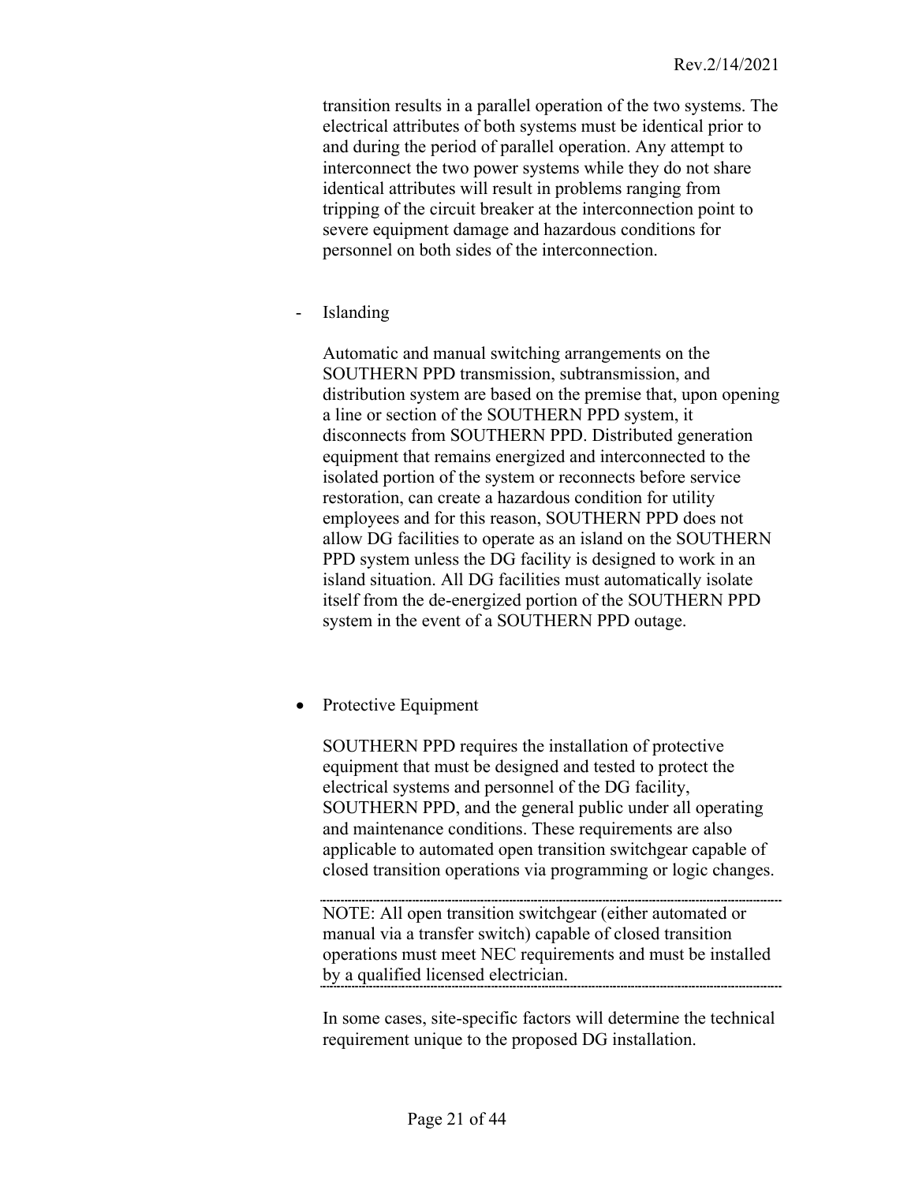transition results in a parallel operation of the two systems. The electrical attributes of both systems must be identical prior to and during the period of parallel operation. Any attempt to interconnect the two power systems while they do not share identical attributes will result in problems ranging from tripping of the circuit breaker at the interconnection point to severe equipment damage and hazardous conditions for personnel on both sides of the interconnection.

- Islanding

  Automatic and manual switching arrangements on the SOUTHERN PPD transmission, subtransmission, and distribution system are based on the premise that, upon opening a line or section of the SOUTHERN PPD system, it disconnects from SOUTHERN PPD. Distributed generation equipment that remains energized and interconnected to the isolated portion of the system or reconnects before service restoration, can create a hazardous condition for utility employees and for this reason, SOUTHERN PPD does not allow DG facilities to operate as an island on the SOUTHERN PPD system unless the DG facility is designed to work in an island situation. All DG facilities must automatically isolate itself from the de-energized portion of the SOUTHERN PPD system in the event of a SOUTHERN PPD outage.

- Protective Equipment

  SOUTHERN PPD requires the installation of protective equipment that must be designed and tested to protect the electrical systems and personnel of the DG facility, SOUTHERN PPD, and the general public under all operating and maintenance conditions. These requirements are also applicable to automated open transition switchgear capable of closed transition operations via programming or logic changes.

  ---

  NOTE: All open transition switchgear (either automated or manual via a transfer switch) capable of closed transition operations must meet NEC requirements and must be installed by a qualified licensed electrician.

  ---

  In some cases, site-specific factors will determine the technical requirement unique to the proposed DG installation.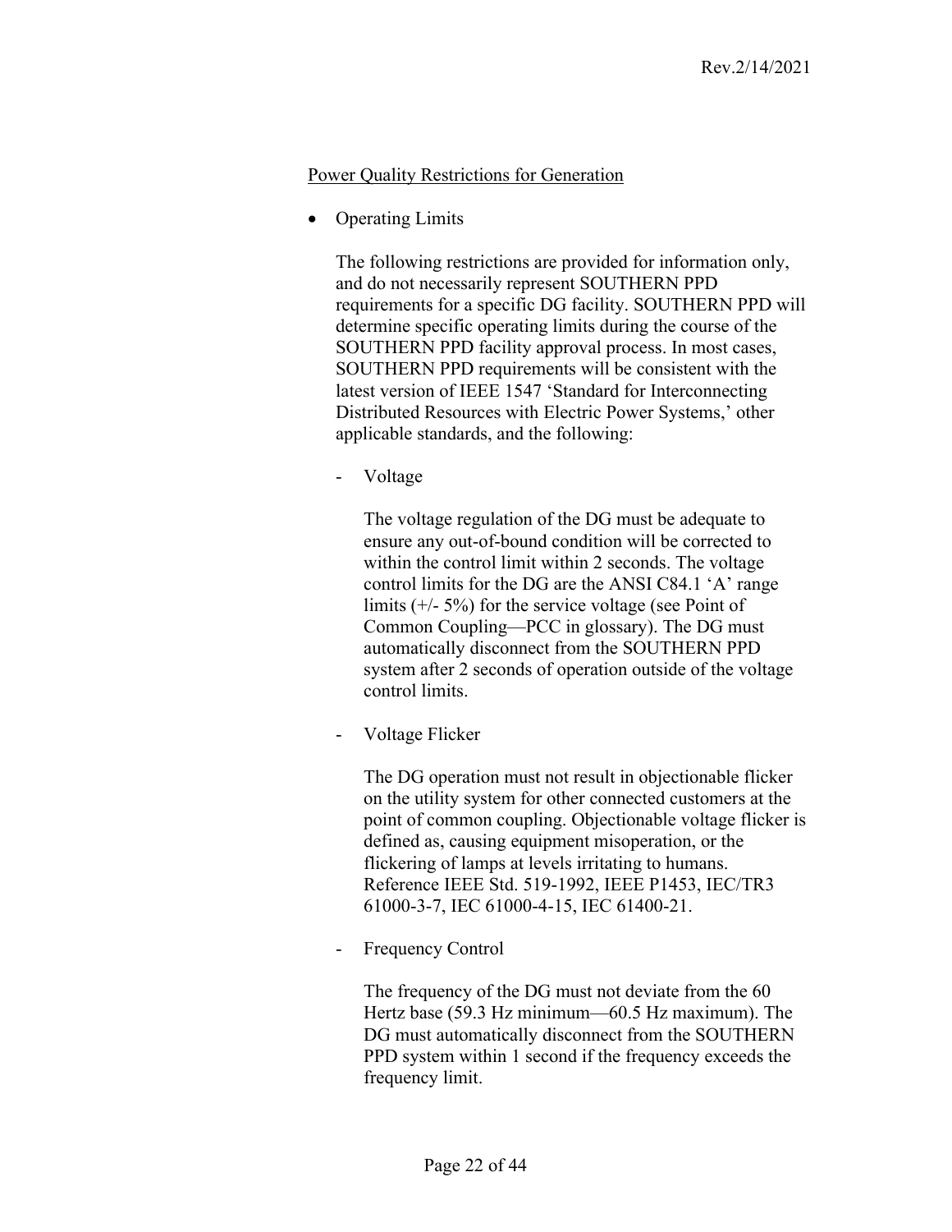<u>Power Quality Restrictions for Generation</u>

- Operating Limits

  The following restrictions are provided for information only, and do not necessarily represent SOUTHERN PPD requirements for a specific DG facility. SOUTHERN PPD will determine specific operating limits during the course of the SOUTHERN PPD facility approval process. In most cases, SOUTHERN PPD requirements will be consistent with the latest version of IEEE 1547 'Standard for Interconnecting Distributed Resources with Electric Power Systems,' other applicable standards, and the following:

  - Voltage

    The voltage regulation of the DG must be adequate to ensure any out-of-bound condition will be corrected to within the control limit within 2 seconds. The voltage control limits for the DG are the ANSI C84.1 'A' range limits (+/- 5%) for the service voltage (see Point of Common Coupling—PCC in glossary). The DG must automatically disconnect from the SOUTHERN PPD system after 2 seconds of operation outside of the voltage control limits.

  - Voltage Flicker

    The DG operation must not result in objectionable flicker on the utility system for other connected customers at the point of common coupling. Objectionable voltage flicker is defined as, causing equipment misoperation, or the flickering of lamps at levels irritating to humans. Reference IEEE Std. 519-1992, IEEE P1453, IEC/TR3 61000-3-7, IEC 61000-4-15, IEC 61400-21.

  - Frequency Control

    The frequency of the DG must not deviate from the 60 Hertz base (59.3 Hz minimum—60.5 Hz maximum). The DG must automatically disconnect from the SOUTHERN PPD system within 1 second if the frequency exceeds the frequency limit.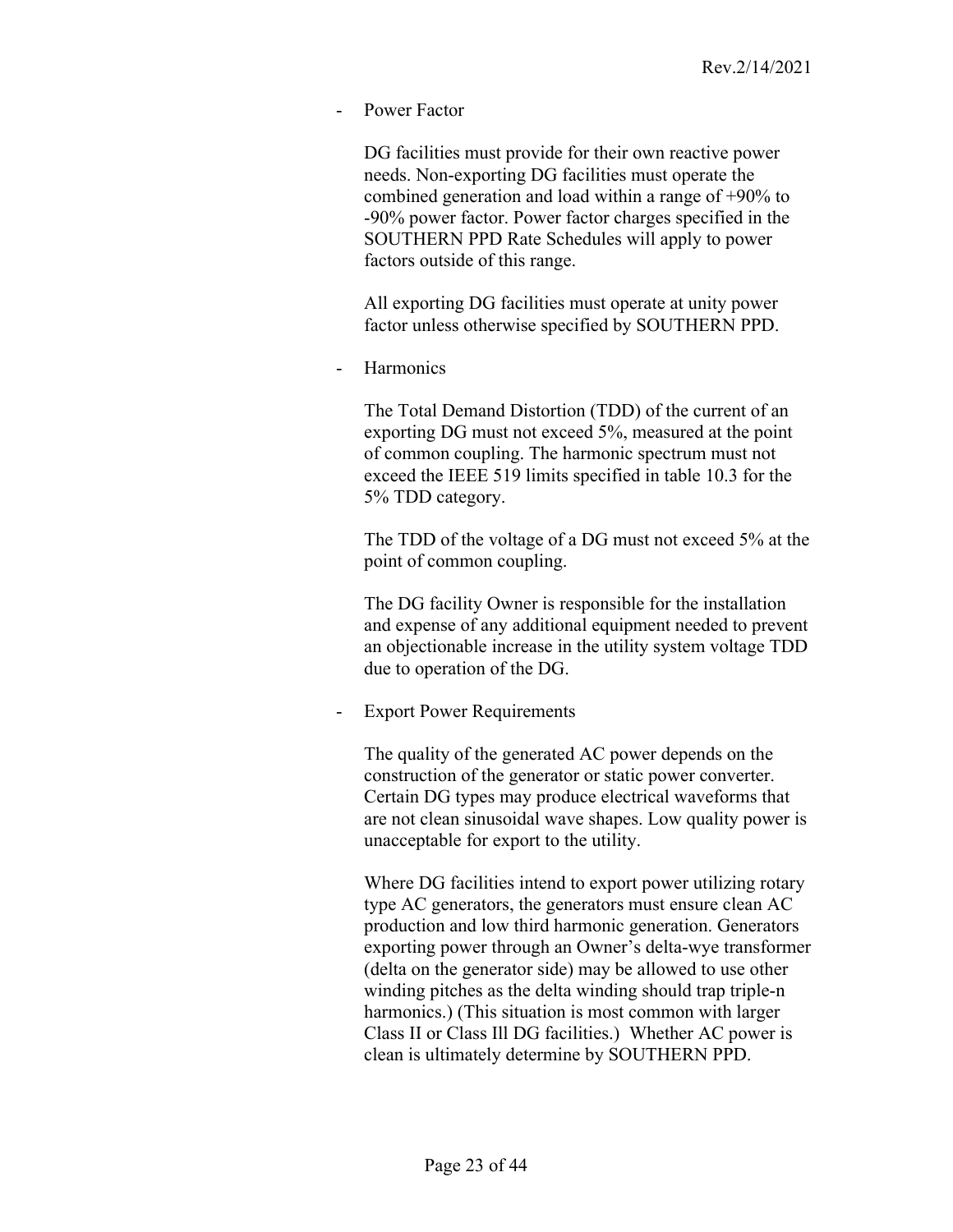- Power Factor

  DG facilities must provide for their own reactive power needs. Non-exporting DG facilities must operate the combined generation and load within a range of +90% to -90% power factor. Power factor charges specified in the SOUTHERN PPD Rate Schedules will apply to power factors outside of this range.

  All exporting DG facilities must operate at unity power factor unless otherwise specified by SOUTHERN PPD.

- Harmonics

  The Total Demand Distortion (TDD) of the current of an exporting DG must not exceed 5%, measured at the point of common coupling. The harmonic spectrum must not exceed the IEEE 519 limits specified in table 10.3 for the 5% TDD category.

  The TDD of the voltage of a DG must not exceed 5% at the point of common coupling.

  The DG facility Owner is responsible for the installation and expense of any additional equipment needed to prevent an objectionable increase in the utility system voltage TDD due to operation of the DG.

- Export Power Requirements

  The quality of the generated AC power depends on the construction of the generator or static power converter. Certain DG types may produce electrical waveforms that are not clean sinusoidal wave shapes. Low quality power is unacceptable for export to the utility.

  Where DG facilities intend to export power utilizing rotary type AC generators, the generators must ensure clean AC production and low third harmonic generation. Generators exporting power through an Owner's delta-wye transformer (delta on the generator side) may be allowed to use other winding pitches as the delta winding should trap triple-n harmonics.) (This situation is most common with larger Class II or Class Ill DG facilities.) Whether AC power is clean is ultimately determine by SOUTHERN PPD.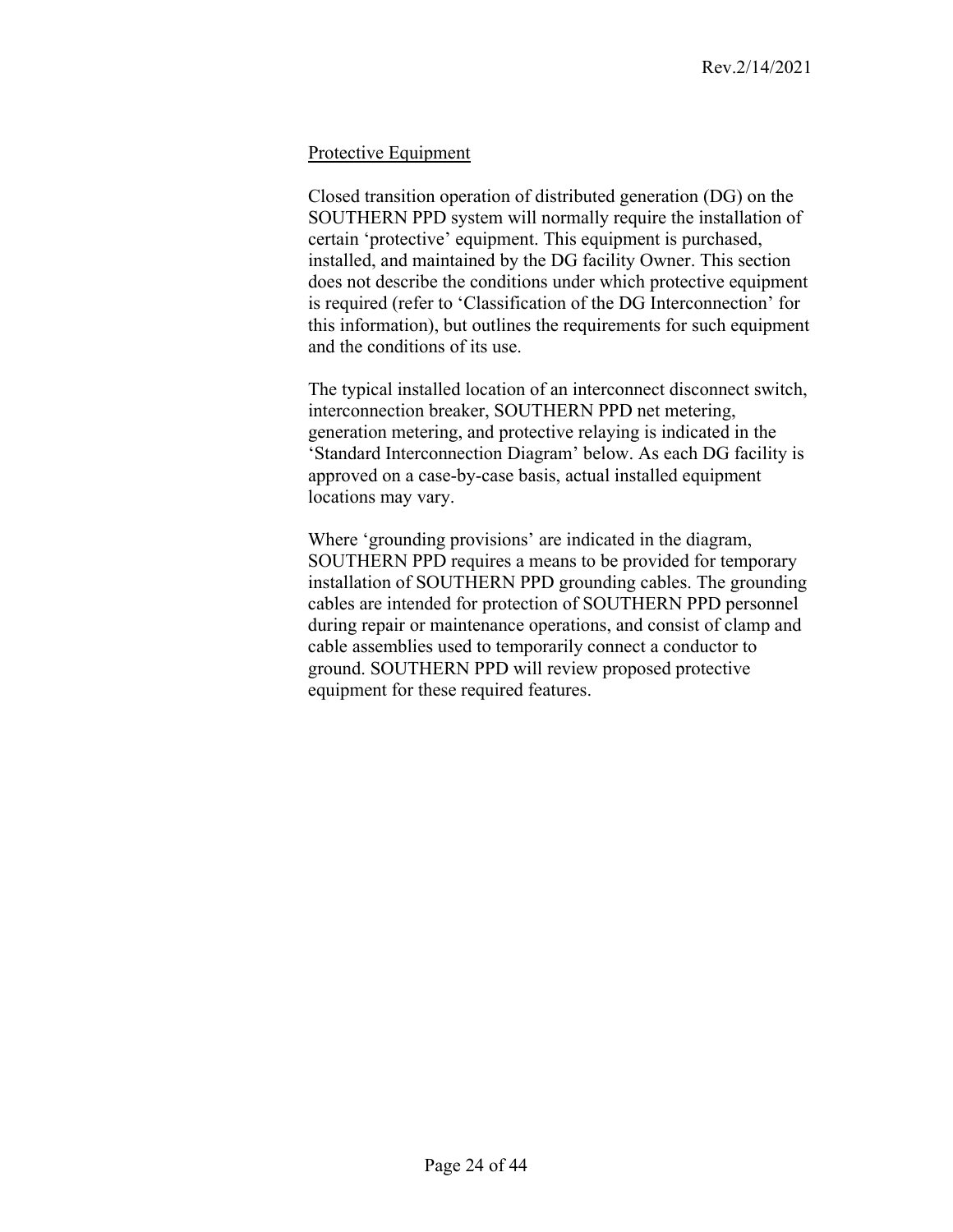## Protective Equipment

Closed transition operation of distributed generation (DG) on the SOUTHERN PPD system will normally require the installation of certain 'protective' equipment. This equipment is purchased, installed, and maintained by the DG facility Owner. This section does not describe the conditions under which protective equipment is required (refer to 'Classification of the DG Interconnection' for this information), but outlines the requirements for such equipment and the conditions of its use.

The typical installed location of an interconnect disconnect switch, interconnection breaker, SOUTHERN PPD net metering, generation metering, and protective relaying is indicated in the 'Standard Interconnection Diagram' below. As each DG facility is approved on a case-by-case basis, actual installed equipment locations may vary.

Where 'grounding provisions' are indicated in the diagram, SOUTHERN PPD requires a means to be provided for temporary installation of SOUTHERN PPD grounding cables. The grounding cables are intended for protection of SOUTHERN PPD personnel during repair or maintenance operations, and consist of clamp and cable assemblies used to temporarily connect a conductor to ground. SOUTHERN PPD will review proposed protective equipment for these required features.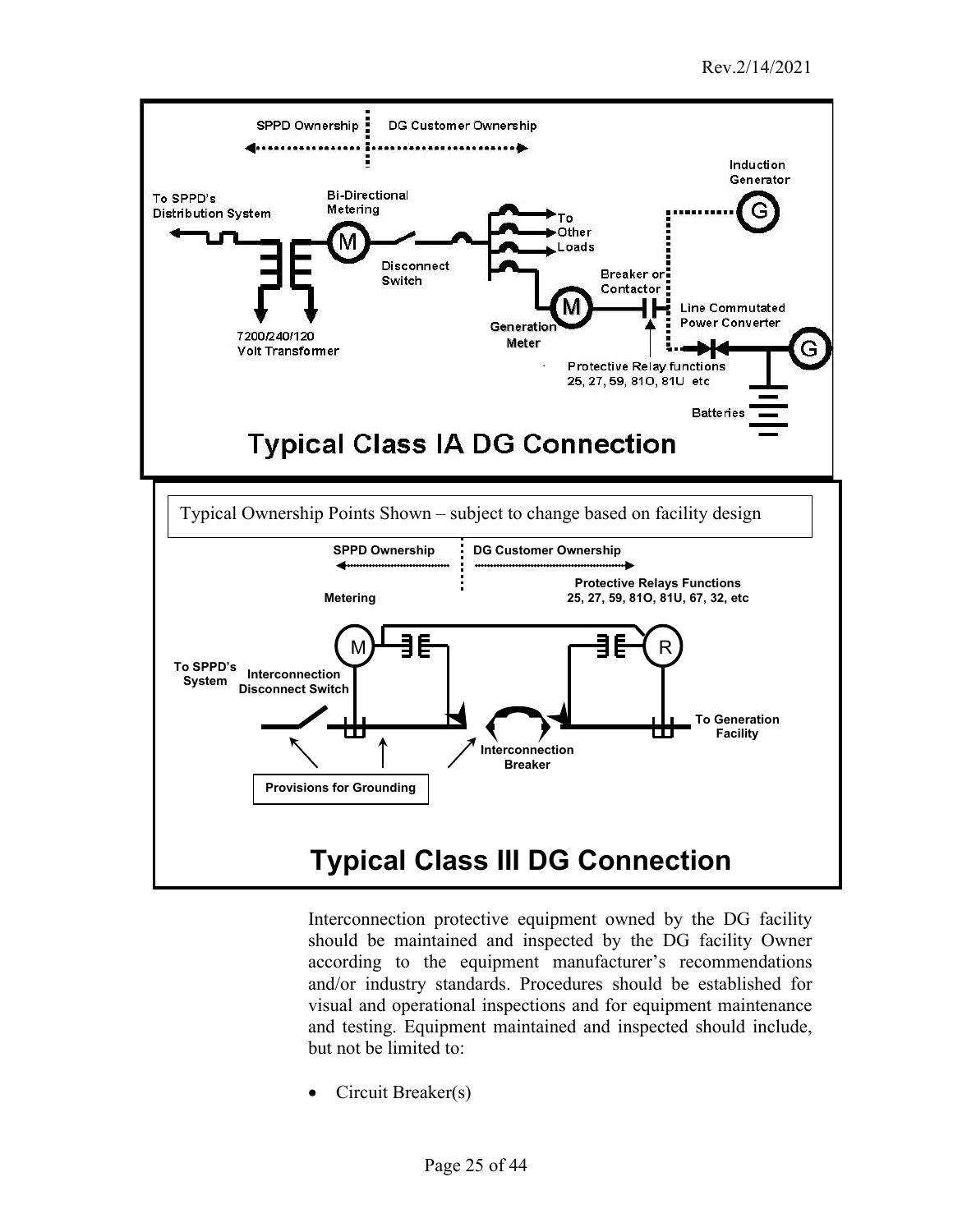SPPD Ownership | DG Customer Ownership

To SPPD's Distribution System

Bi-Directional Metering

Disconnect Switch

To Other Loads

Induction Generator

Breaker or Contactor

Generation Meter

Line Commutated Power Converter

7200/240/120 Volt Transformer

Protective Relay functions 25, 27, 59, 81O, 81U etc

Batteries

**Typical Class IA DG Connection**

Typical Ownership Points Shown – subject to change based on facility design

**SPPD Ownership** | **DG Customer Ownership**

**Metering**

**Protective Relays Functions 25, 27, 59, 81O, 81U, 67, 32, etc**

**To SPPD's System**

**Interconnection Disconnect Switch**

**Interconnection Breaker**

**To Generation Facility**

**Provisions for Grounding**

**Typical Class III DG Connection**

Interconnection protective equipment owned by the DG facility should be maintained and inspected by the DG facility Owner according to the equipment manufacturer's recommendations and/or industry standards. Procedures should be established for visual and operational inspections and for equipment maintenance and testing. Equipment maintained and inspected should include, but not be limited to:

- Circuit Breaker(s)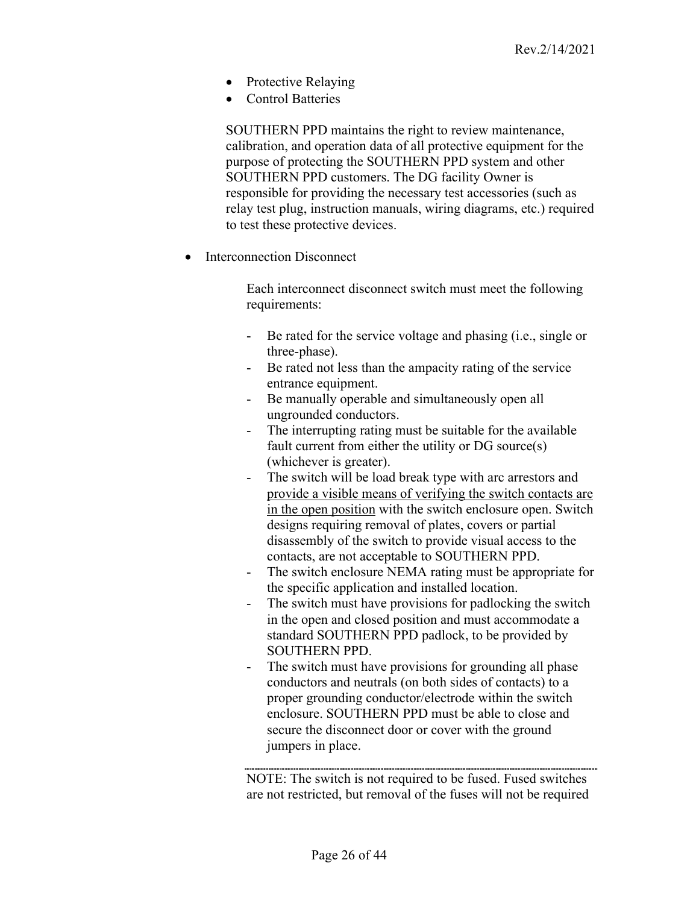- Protective Relaying
- Control Batteries

  SOUTHERN PPD maintains the right to review maintenance, calibration, and operation data of all protective equipment for the purpose of protecting the SOUTHERN PPD system and other SOUTHERN PPD customers. The DG facility Owner is responsible for providing the necessary test accessories (such as relay test plug, instruction manuals, wiring diagrams, etc.) required to test these protective devices.

- Interconnection Disconnect

  Each interconnect disconnect switch must meet the following requirements:

  - Be rated for the service voltage and phasing (i.e., single or three-phase).
  - Be rated not less than the ampacity rating of the service entrance equipment.
  - Be manually operable and simultaneously open all ungrounded conductors.
  - The interrupting rating must be suitable for the available fault current from either the utility or DG source(s) (whichever is greater).
  - The switch will be load break type with arc arrestors and <u>provide a visible means of verifying the switch contacts are in the open position</u> with the switch enclosure open. Switch designs requiring removal of plates, covers or partial disassembly of the switch to provide visual access to the contacts, are not acceptable to SOUTHERN PPD.
  - The switch enclosure NEMA rating must be appropriate for the specific application and installed location.
  - The switch must have provisions for padlocking the switch in the open and closed position and must accommodate a standard SOUTHERN PPD padlock, to be provided by SOUTHERN PPD.
  - The switch must have provisions for grounding all phase conductors and neutrals (on both sides of contacts) to a proper grounding conductor/electrode within the switch enclosure. SOUTHERN PPD must be able to close and secure the disconnect door or cover with the ground jumpers in place.

  ---

  NOTE: The switch is not required to be fused. Fused switches are not restricted, but removal of the fuses will not be required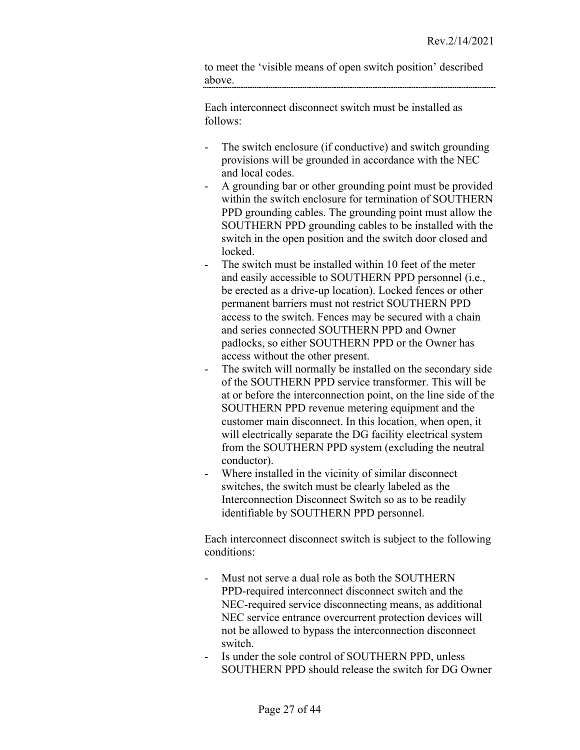to meet the 'visible means of open switch position' described above.

---

Each interconnect disconnect switch must be installed as follows:

- The switch enclosure (if conductive) and switch grounding provisions will be grounded in accordance with the NEC and local codes.
- A grounding bar or other grounding point must be provided within the switch enclosure for termination of SOUTHERN PPD grounding cables. The grounding point must allow the SOUTHERN PPD grounding cables to be installed with the switch in the open position and the switch door closed and locked.
- The switch must be installed within 10 feet of the meter and easily accessible to SOUTHERN PPD personnel (i.e., be erected as a drive-up location). Locked fences or other permanent barriers must not restrict SOUTHERN PPD access to the switch. Fences may be secured with a chain and series connected SOUTHERN PPD and Owner padlocks, so either SOUTHERN PPD or the Owner has access without the other present.
- The switch will normally be installed on the secondary side of the SOUTHERN PPD service transformer. This will be at or before the interconnection point, on the line side of the SOUTHERN PPD revenue metering equipment and the customer main disconnect. In this location, when open, it will electrically separate the DG facility electrical system from the SOUTHERN PPD system (excluding the neutral conductor).
- Where installed in the vicinity of similar disconnect switches, the switch must be clearly labeled as the Interconnection Disconnect Switch so as to be readily identifiable by SOUTHERN PPD personnel.

Each interconnect disconnect switch is subject to the following conditions:

- Must not serve a dual role as both the SOUTHERN PPD-required interconnect disconnect switch and the NEC-required service disconnecting means, as additional NEC service entrance overcurrent protection devices will not be allowed to bypass the interconnection disconnect switch.
- Is under the sole control of SOUTHERN PPD, unless SOUTHERN PPD should release the switch for DG Owner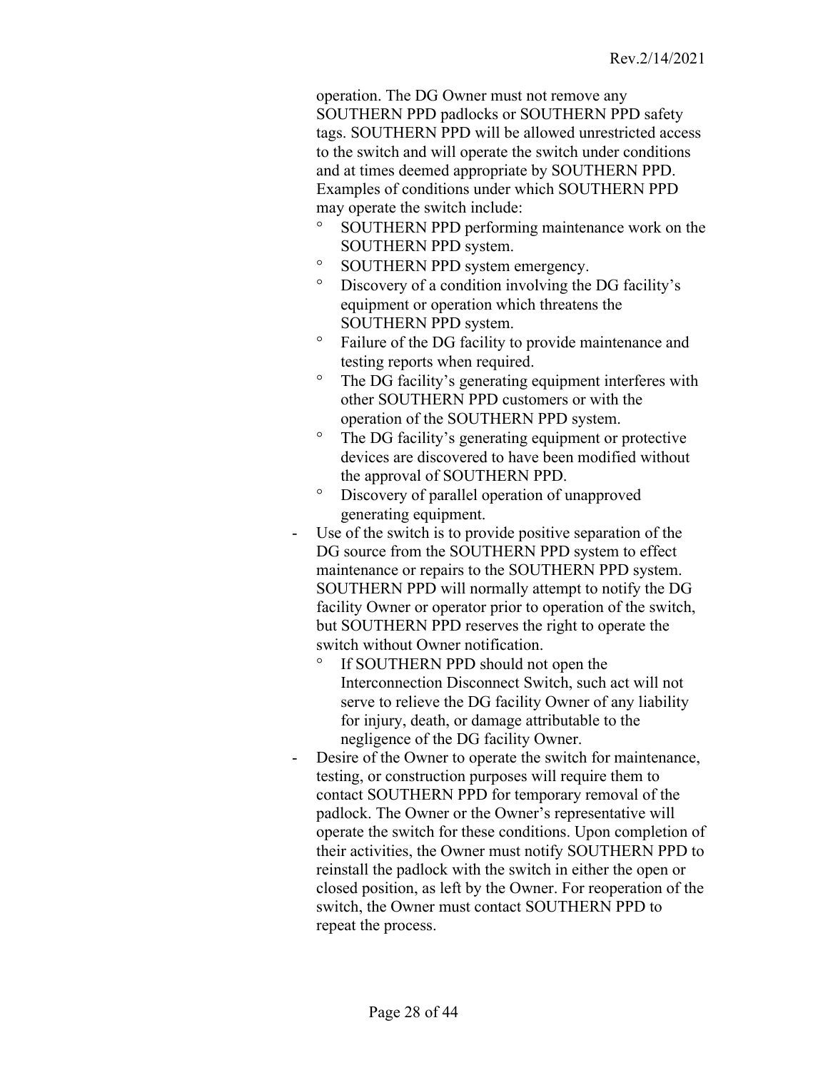operation. The DG Owner must not remove any SOUTHERN PPD padlocks or SOUTHERN PPD safety tags. SOUTHERN PPD will be allowed unrestricted access to the switch and will operate the switch under conditions and at times deemed appropriate by SOUTHERN PPD. Examples of conditions under which SOUTHERN PPD may operate the switch include:

  - SOUTHERN PPD performing maintenance work on the SOUTHERN PPD system.
  - SOUTHERN PPD system emergency.
  - Discovery of a condition involving the DG facility's equipment or operation which threatens the SOUTHERN PPD system.
  - Failure of the DG facility to provide maintenance and testing reports when required.
  - The DG facility's generating equipment interferes with other SOUTHERN PPD customers or with the operation of the SOUTHERN PPD system.
  - The DG facility's generating equipment or protective devices are discovered to have been modified without the approval of SOUTHERN PPD.
  - Discovery of parallel operation of unapproved generating equipment.

- Use of the switch is to provide positive separation of the DG source from the SOUTHERN PPD system to effect maintenance or repairs to the SOUTHERN PPD system. SOUTHERN PPD will normally attempt to notify the DG facility Owner or operator prior to operation of the switch, but SOUTHERN PPD reserves the right to operate the switch without Owner notification.
  - If SOUTHERN PPD should not open the Interconnection Disconnect Switch, such act will not serve to relieve the DG facility Owner of any liability for injury, death, or damage attributable to the negligence of the DG facility Owner.
- Desire of the Owner to operate the switch for maintenance, testing, or construction purposes will require them to contact SOUTHERN PPD for temporary removal of the padlock. The Owner or the Owner's representative will operate the switch for these conditions. Upon completion of their activities, the Owner must notify SOUTHERN PPD to reinstall the padlock with the switch in either the open or closed position, as left by the Owner. For reoperation of the switch, the Owner must contact SOUTHERN PPD to repeat the process.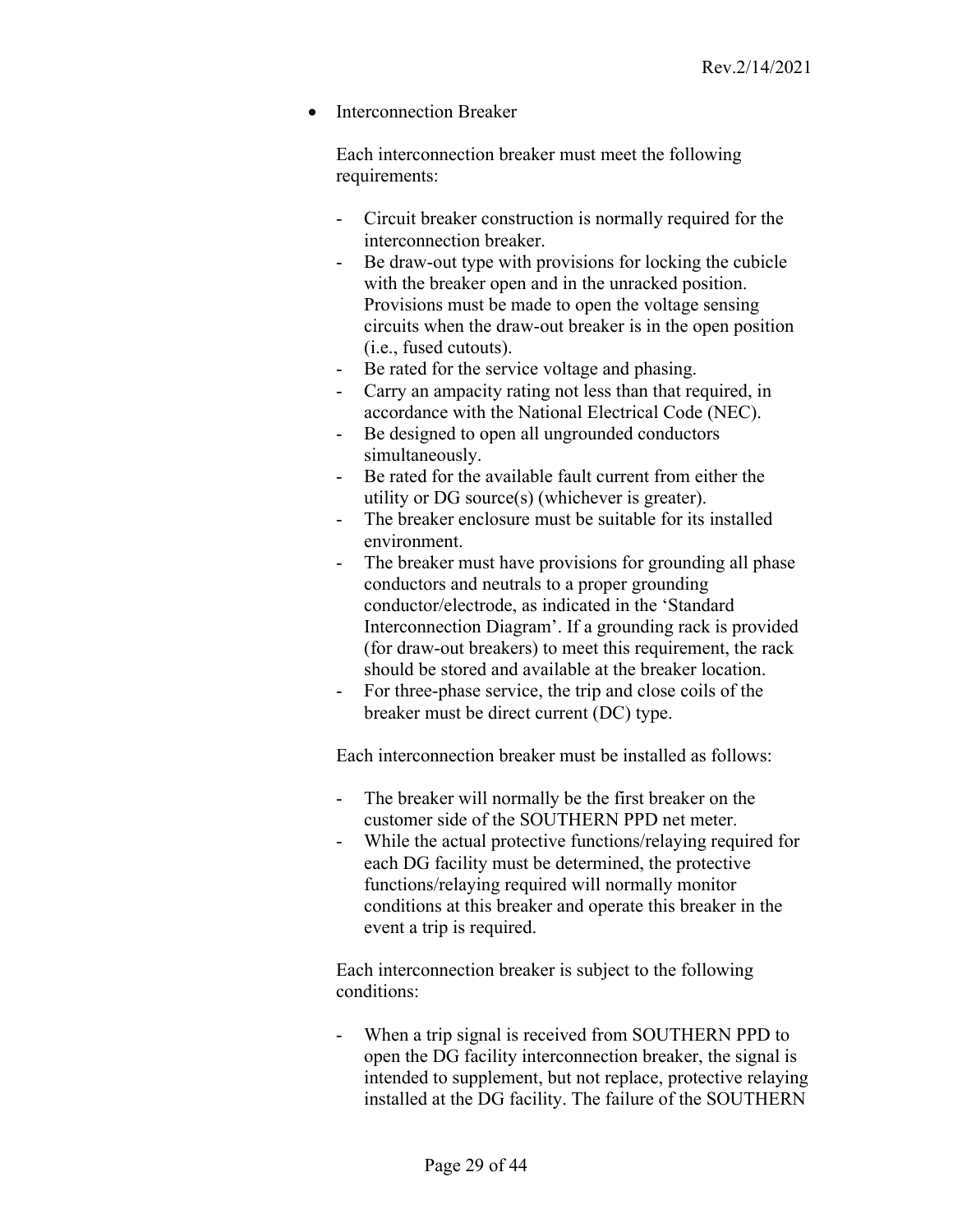- Interconnection Breaker

  Each interconnection breaker must meet the following requirements:

  - Circuit breaker construction is normally required for the interconnection breaker.
  - Be draw-out type with provisions for locking the cubicle with the breaker open and in the unracked position. Provisions must be made to open the voltage sensing circuits when the draw-out breaker is in the open position (i.e., fused cutouts).
  - Be rated for the service voltage and phasing.
  - Carry an ampacity rating not less than that required, in accordance with the National Electrical Code (NEC).
  - Be designed to open all ungrounded conductors simultaneously.
  - Be rated for the available fault current from either the utility or DG source(s) (whichever is greater).
  - The breaker enclosure must be suitable for its installed environment.
  - The breaker must have provisions for grounding all phase conductors and neutrals to a proper grounding conductor/electrode, as indicated in the 'Standard Interconnection Diagram'. If a grounding rack is provided (for draw-out breakers) to meet this requirement, the rack should be stored and available at the breaker location.
  - For three-phase service, the trip and close coils of the breaker must be direct current (DC) type.

  Each interconnection breaker must be installed as follows:

  - The breaker will normally be the first breaker on the customer side of the SOUTHERN PPD net meter.
  - While the actual protective functions/relaying required for each DG facility must be determined, the protective functions/relaying required will normally monitor conditions at this breaker and operate this breaker in the event a trip is required.

  Each interconnection breaker is subject to the following conditions:

  - When a trip signal is received from SOUTHERN PPD to open the DG facility interconnection breaker, the signal is intended to supplement, but not replace, protective relaying installed at the DG facility. The failure of the SOUTHERN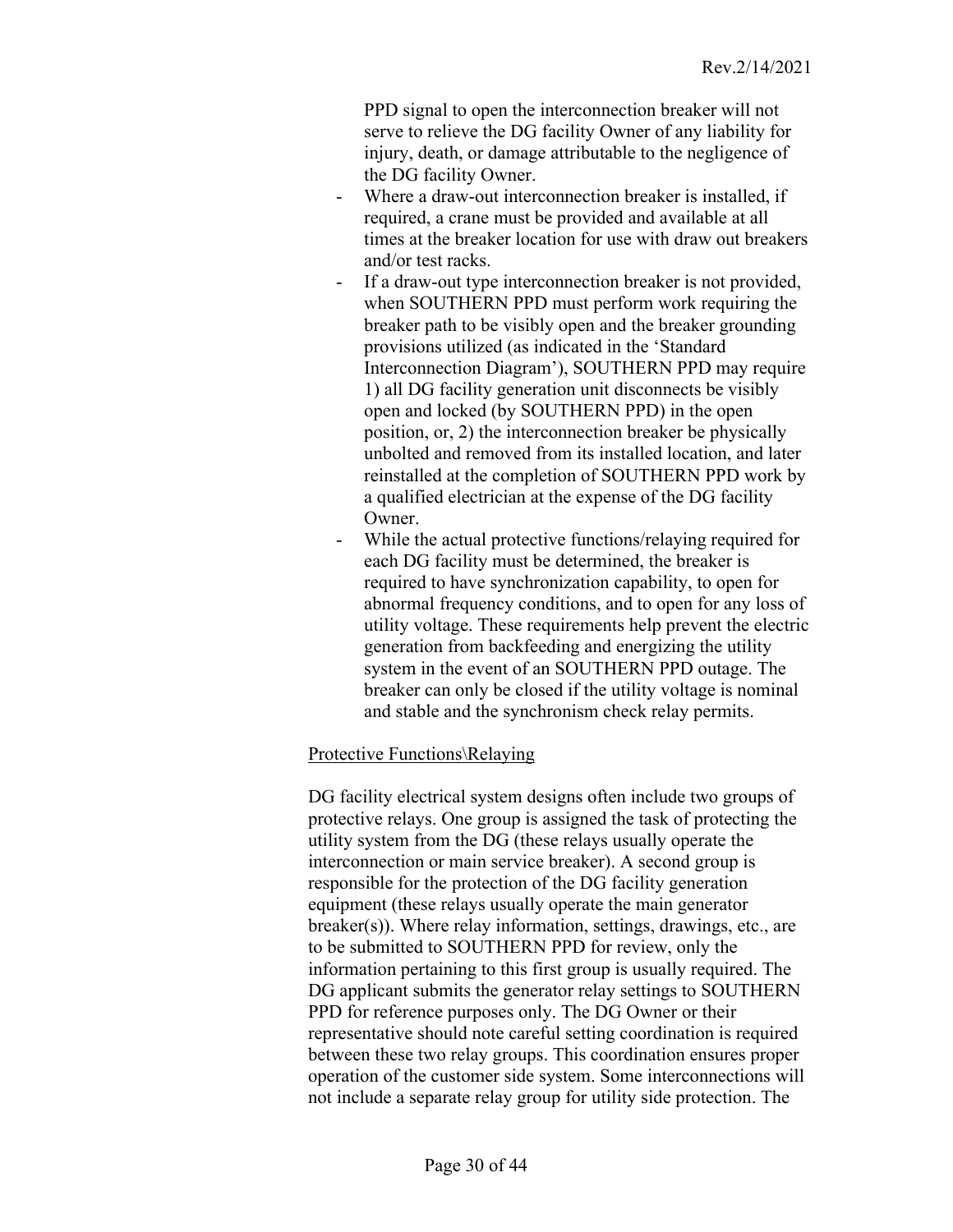PPD signal to open the interconnection breaker will not serve to relieve the DG facility Owner of any liability for injury, death, or damage attributable to the negligence of the DG facility Owner.

- Where a draw-out interconnection breaker is installed, if required, a crane must be provided and available at all times at the breaker location for use with draw out breakers and/or test racks.
- If a draw-out type interconnection breaker is not provided, when SOUTHERN PPD must perform work requiring the breaker path to be visibly open and the breaker grounding provisions utilized (as indicated in the 'Standard Interconnection Diagram'), SOUTHERN PPD may require 1) all DG facility generation unit disconnects be visibly open and locked (by SOUTHERN PPD) in the open position, or, 2) the interconnection breaker be physically unbolted and removed from its installed location, and later reinstalled at the completion of SOUTHERN PPD work by a qualified electrician at the expense of the DG facility Owner.
- While the actual protective functions/relaying required for each DG facility must be determined, the breaker is required to have synchronization capability, to open for abnormal frequency conditions, and to open for any loss of utility voltage. These requirements help prevent the electric generation from backfeeding and energizing the utility system in the event of an SOUTHERN PPD outage. The breaker can only be closed if the utility voltage is nominal and stable and the synchronism check relay permits.

<u>Protective Functions\Relaying</u>

DG facility electrical system designs often include two groups of protective relays. One group is assigned the task of protecting the utility system from the DG (these relays usually operate the interconnection or main service breaker). A second group is responsible for the protection of the DG facility generation equipment (these relays usually operate the main generator breaker(s)). Where relay information, settings, drawings, etc., are to be submitted to SOUTHERN PPD for review, only the information pertaining to this first group is usually required. The DG applicant submits the generator relay settings to SOUTHERN PPD for reference purposes only. The DG Owner or their representative should note careful setting coordination is required between these two relay groups. This coordination ensures proper operation of the customer side system. Some interconnections will not include a separate relay group for utility side protection. The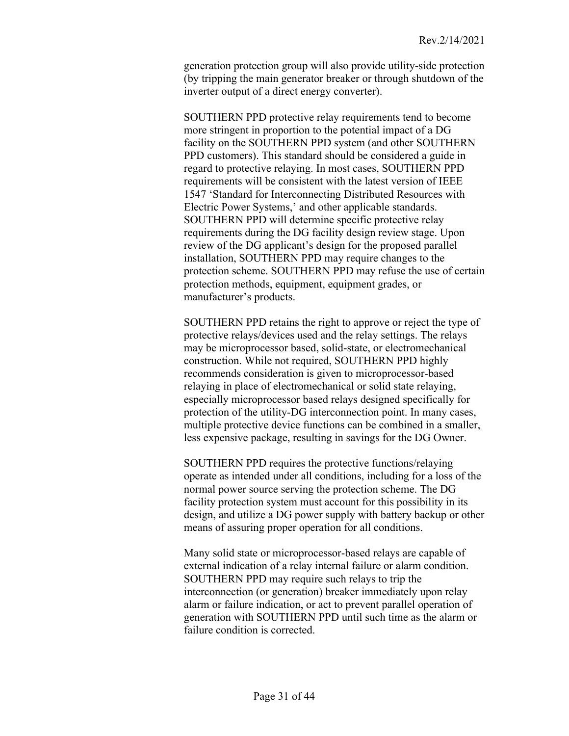generation protection group will also provide utility-side protection (by tripping the main generator breaker or through shutdown of the inverter output of a direct energy converter).

SOUTHERN PPD protective relay requirements tend to become more stringent in proportion to the potential impact of a DG facility on the SOUTHERN PPD system (and other SOUTHERN PPD customers). This standard should be considered a guide in regard to protective relaying. In most cases, SOUTHERN PPD requirements will be consistent with the latest version of IEEE 1547 'Standard for Interconnecting Distributed Resources with Electric Power Systems,' and other applicable standards. SOUTHERN PPD will determine specific protective relay requirements during the DG facility design review stage. Upon review of the DG applicant's design for the proposed parallel installation, SOUTHERN PPD may require changes to the protection scheme. SOUTHERN PPD may refuse the use of certain protection methods, equipment, equipment grades, or manufacturer's products.

SOUTHERN PPD retains the right to approve or reject the type of protective relays/devices used and the relay settings. The relays may be microprocessor based, solid-state, or electromechanical construction. While not required, SOUTHERN PPD highly recommends consideration is given to microprocessor-based relaying in place of electromechanical or solid state relaying, especially microprocessor based relays designed specifically for protection of the utility-DG interconnection point. In many cases, multiple protective device functions can be combined in a smaller, less expensive package, resulting in savings for the DG Owner.

SOUTHERN PPD requires the protective functions/relaying operate as intended under all conditions, including for a loss of the normal power source serving the protection scheme. The DG facility protection system must account for this possibility in its design, and utilize a DG power supply with battery backup or other means of assuring proper operation for all conditions.

Many solid state or microprocessor-based relays are capable of external indication of a relay internal failure or alarm condition. SOUTHERN PPD may require such relays to trip the interconnection (or generation) breaker immediately upon relay alarm or failure indication, or act to prevent parallel operation of generation with SOUTHERN PPD until such time as the alarm or failure condition is corrected.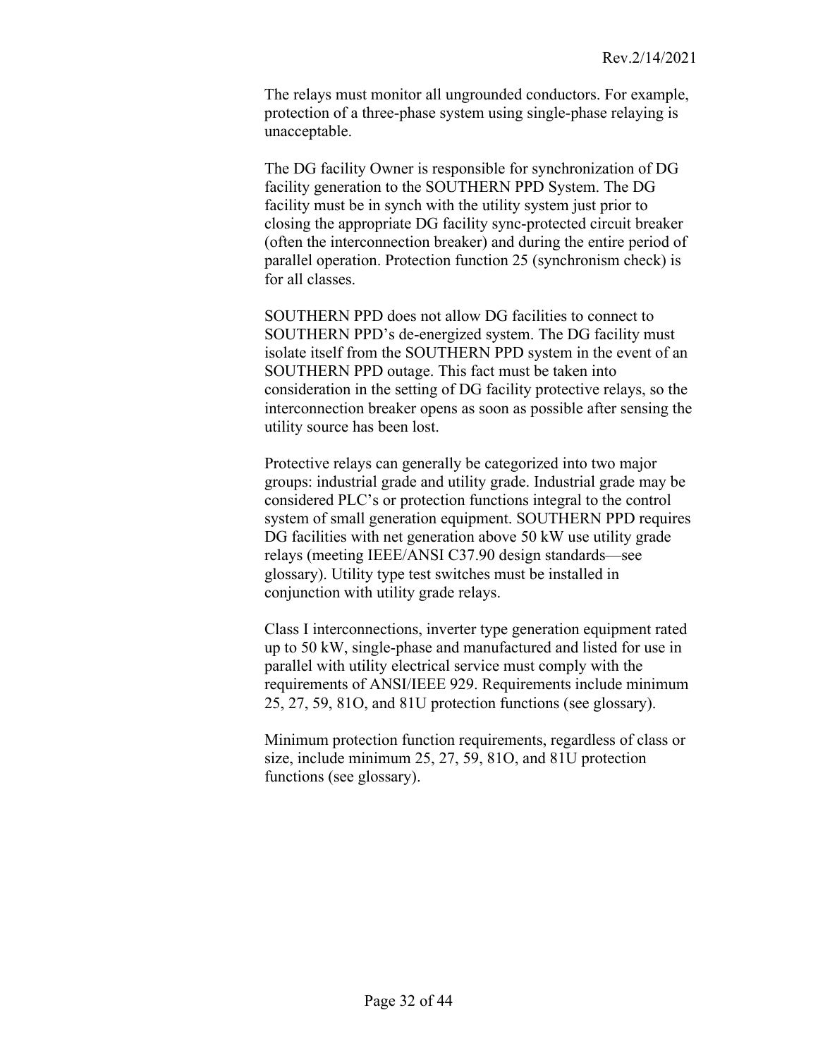The relays must monitor all ungrounded conductors. For example, protection of a three-phase system using single-phase relaying is unacceptable.

The DG facility Owner is responsible for synchronization of DG facility generation to the SOUTHERN PPD System. The DG facility must be in synch with the utility system just prior to closing the appropriate DG facility sync-protected circuit breaker (often the interconnection breaker) and during the entire period of parallel operation. Protection function 25 (synchronism check) is for all classes.

SOUTHERN PPD does not allow DG facilities to connect to SOUTHERN PPD's de-energized system. The DG facility must isolate itself from the SOUTHERN PPD system in the event of an SOUTHERN PPD outage. This fact must be taken into consideration in the setting of DG facility protective relays, so the interconnection breaker opens as soon as possible after sensing the utility source has been lost.

Protective relays can generally be categorized into two major groups: industrial grade and utility grade. Industrial grade may be considered PLC's or protection functions integral to the control system of small generation equipment. SOUTHERN PPD requires DG facilities with net generation above 50 kW use utility grade relays (meeting IEEE/ANSI C37.90 design standards—see glossary). Utility type test switches must be installed in conjunction with utility grade relays.

Class I interconnections, inverter type generation equipment rated up to 50 kW, single-phase and manufactured and listed for use in parallel with utility electrical service must comply with the requirements of ANSI/IEEE 929. Requirements include minimum 25, 27, 59, 81O, and 81U protection functions (see glossary).

Minimum protection function requirements, regardless of class or size, include minimum 25, 27, 59, 81O, and 81U protection functions (see glossary).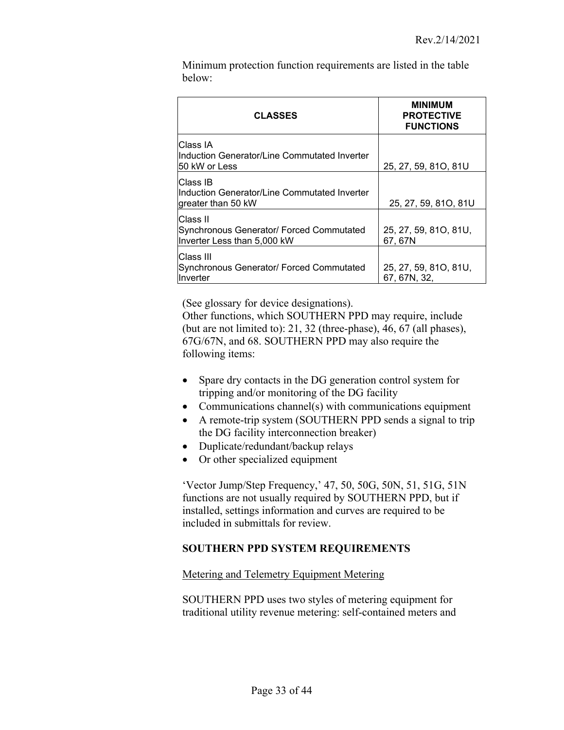Minimum protection function requirements are listed in the table below:

| CLASSES | MINIMUM PROTECTIVE FUNCTIONS |
| --- | --- |
| Class IA<br>Induction Generator/Line Commutated Inverter 50 kW or Less | 25, 27, 59, 81O, 81U |
| Class IB<br>Induction Generator/Line Commutated Inverter greater than 50 kW | 25, 27, 59, 81O, 81U |
| Class II<br>Synchronous Generator/ Forced Commutated Inverter Less than 5,000 kW | 25, 27, 59, 81O, 81U, 67, 67N |
| Class III<br>Synchronous Generator/ Forced Commutated Inverter | 25, 27, 59, 81O, 81U, 67, 67N, 32, |

(See glossary for device designations).
Other functions, which SOUTHERN PPD may require, include (but are not limited to): 21, 32 (three-phase), 46, 67 (all phases), 67G/67N, and 68. SOUTHERN PPD may also require the following items:

- Spare dry contacts in the DG generation control system for tripping and/or monitoring of the DG facility
- Communications channel(s) with communications equipment
- A remote-trip system (SOUTHERN PPD sends a signal to trip the DG facility interconnection breaker)
- Duplicate/redundant/backup relays
- Or other specialized equipment

'Vector Jump/Step Frequency,' 47, 50, 50G, 50N, 51, 51G, 51N functions are not usually required by SOUTHERN PPD, but if installed, settings information and curves are required to be included in submittals for review.

**SOUTHERN PPD SYSTEM REQUIREMENTS**

Metering and Telemetry Equipment Metering

SOUTHERN PPD uses two styles of metering equipment for traditional utility revenue metering: self-contained meters and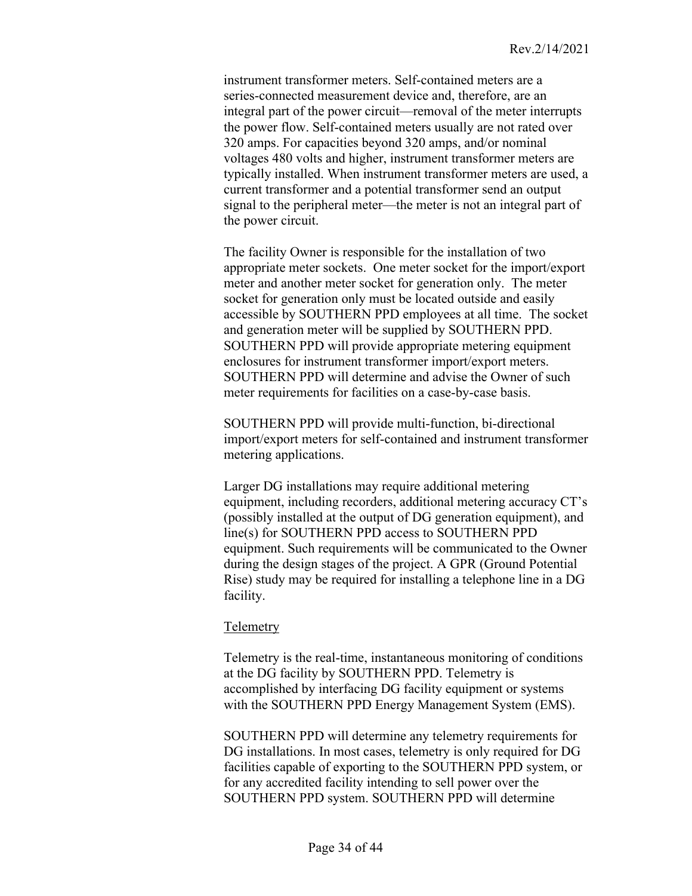instrument transformer meters. Self-contained meters are a series-connected measurement device and, therefore, are an integral part of the power circuit—removal of the meter interrupts the power flow. Self-contained meters usually are not rated over 320 amps. For capacities beyond 320 amps, and/or nominal voltages 480 volts and higher, instrument transformer meters are typically installed. When instrument transformer meters are used, a current transformer and a potential transformer send an output signal to the peripheral meter—the meter is not an integral part of the power circuit.

The facility Owner is responsible for the installation of two appropriate meter sockets. One meter socket for the import/export meter and another meter socket for generation only. The meter socket for generation only must be located outside and easily accessible by SOUTHERN PPD employees at all time. The socket and generation meter will be supplied by SOUTHERN PPD. SOUTHERN PPD will provide appropriate metering equipment enclosures for instrument transformer import/export meters. SOUTHERN PPD will determine and advise the Owner of such meter requirements for facilities on a case-by-case basis.

SOUTHERN PPD will provide multi-function, bi-directional import/export meters for self-contained and instrument transformer metering applications.

Larger DG installations may require additional metering equipment, including recorders, additional metering accuracy CT's (possibly installed at the output of DG generation equipment), and line(s) for SOUTHERN PPD access to SOUTHERN PPD equipment. Such requirements will be communicated to the Owner during the design stages of the project. A GPR (Ground Potential Rise) study may be required for installing a telephone line in a DG facility.

<u>Telemetry</u>

Telemetry is the real-time, instantaneous monitoring of conditions at the DG facility by SOUTHERN PPD. Telemetry is accomplished by interfacing DG facility equipment or systems with the SOUTHERN PPD Energy Management System (EMS).

SOUTHERN PPD will determine any telemetry requirements for DG installations. In most cases, telemetry is only required for DG facilities capable of exporting to the SOUTHERN PPD system, or for any accredited facility intending to sell power over the SOUTHERN PPD system. SOUTHERN PPD will determine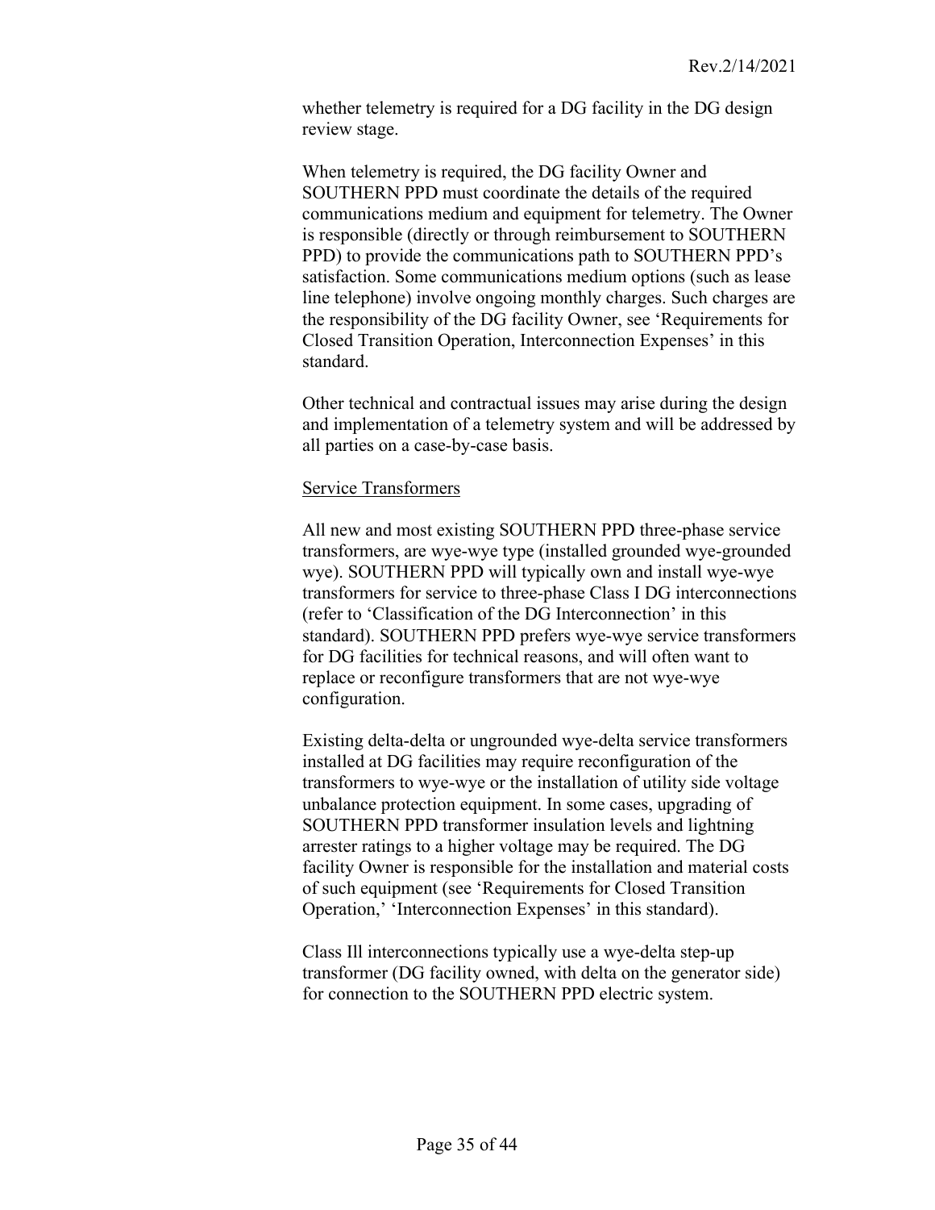whether telemetry is required for a DG facility in the DG design review stage.

When telemetry is required, the DG facility Owner and SOUTHERN PPD must coordinate the details of the required communications medium and equipment for telemetry. The Owner is responsible (directly or through reimbursement to SOUTHERN PPD) to provide the communications path to SOUTHERN PPD's satisfaction. Some communications medium options (such as lease line telephone) involve ongoing monthly charges. Such charges are the responsibility of the DG facility Owner, see 'Requirements for Closed Transition Operation, Interconnection Expenses' in this standard.

Other technical and contractual issues may arise during the design and implementation of a telemetry system and will be addressed by all parties on a case-by-case basis.

<u>Service Transformers</u>

All new and most existing SOUTHERN PPD three-phase service transformers, are wye-wye type (installed grounded wye-grounded wye). SOUTHERN PPD will typically own and install wye-wye transformers for service to three-phase Class I DG interconnections (refer to 'Classification of the DG Interconnection' in this standard). SOUTHERN PPD prefers wye-wye service transformers for DG facilities for technical reasons, and will often want to replace or reconfigure transformers that are not wye-wye configuration.

Existing delta-delta or ungrounded wye-delta service transformers installed at DG facilities may require reconfiguration of the transformers to wye-wye or the installation of utility side voltage unbalance protection equipment. In some cases, upgrading of SOUTHERN PPD transformer insulation levels and lightning arrester ratings to a higher voltage may be required. The DG facility Owner is responsible for the installation and material costs of such equipment (see 'Requirements for Closed Transition Operation,' 'Interconnection Expenses' in this standard).

Class Ill interconnections typically use a wye-delta step-up transformer (DG facility owned, with delta on the generator side) for connection to the SOUTHERN PPD electric system.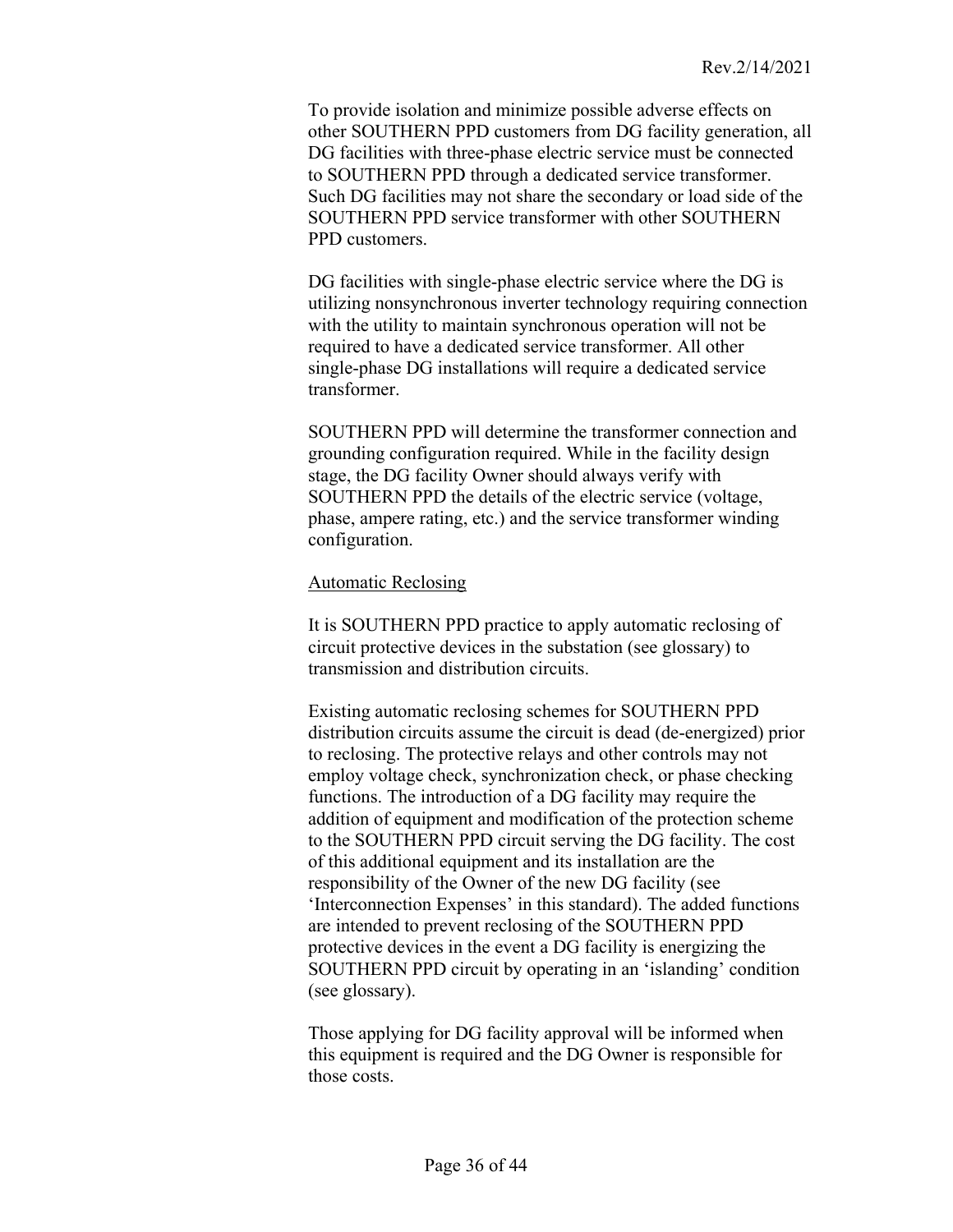To provide isolation and minimize possible adverse effects on other SOUTHERN PPD customers from DG facility generation, all DG facilities with three-phase electric service must be connected to SOUTHERN PPD through a dedicated service transformer. Such DG facilities may not share the secondary or load side of the SOUTHERN PPD service transformer with other SOUTHERN PPD customers.

DG facilities with single-phase electric service where the DG is utilizing nonsynchronous inverter technology requiring connection with the utility to maintain synchronous operation will not be required to have a dedicated service transformer. All other single-phase DG installations will require a dedicated service transformer.

SOUTHERN PPD will determine the transformer connection and grounding configuration required. While in the facility design stage, the DG facility Owner should always verify with SOUTHERN PPD the details of the electric service (voltage, phase, ampere rating, etc.) and the service transformer winding configuration.

Automatic Reclosing

It is SOUTHERN PPD practice to apply automatic reclosing of circuit protective devices in the substation (see glossary) to transmission and distribution circuits.

Existing automatic reclosing schemes for SOUTHERN PPD distribution circuits assume the circuit is dead (de-energized) prior to reclosing. The protective relays and other controls may not employ voltage check, synchronization check, or phase checking functions. The introduction of a DG facility may require the addition of equipment and modification of the protection scheme to the SOUTHERN PPD circuit serving the DG facility. The cost of this additional equipment and its installation are the responsibility of the Owner of the new DG facility (see 'Interconnection Expenses' in this standard). The added functions are intended to prevent reclosing of the SOUTHERN PPD protective devices in the event a DG facility is energizing the SOUTHERN PPD circuit by operating in an 'islanding' condition (see glossary).

Those applying for DG facility approval will be informed when this equipment is required and the DG Owner is responsible for those costs.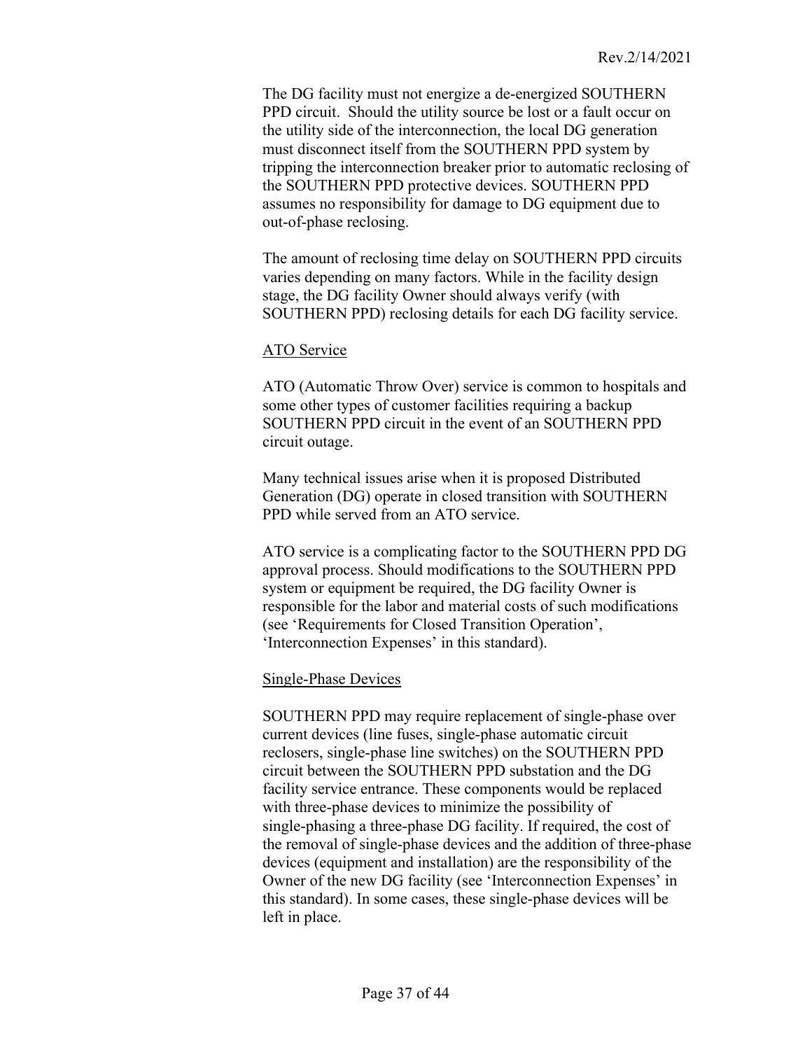The DG facility must not energize a de-energized SOUTHERN PPD circuit. Should the utility source be lost or a fault occur on the utility side of the interconnection, the local DG generation must disconnect itself from the SOUTHERN PPD system by tripping the interconnection breaker prior to automatic reclosing of the SOUTHERN PPD protective devices. SOUTHERN PPD assumes no responsibility for damage to DG equipment due to out-of-phase reclosing.

The amount of reclosing time delay on SOUTHERN PPD circuits varies depending on many factors. While in the facility design stage, the DG facility Owner should always verify (with SOUTHERN PPD) reclosing details for each DG facility service.

## ATO Service

ATO (Automatic Throw Over) service is common to hospitals and some other types of customer facilities requiring a backup SOUTHERN PPD circuit in the event of an SOUTHERN PPD circuit outage.

Many technical issues arise when it is proposed Distributed Generation (DG) operate in closed transition with SOUTHERN PPD while served from an ATO service.

ATO service is a complicating factor to the SOUTHERN PPD DG approval process. Should modifications to the SOUTHERN PPD system or equipment be required, the DG facility Owner is responsible for the labor and material costs of such modifications (see 'Requirements for Closed Transition Operation', 'Interconnection Expenses' in this standard).

## Single-Phase Devices

SOUTHERN PPD may require replacement of single-phase over current devices (line fuses, single-phase automatic circuit reclosers, single-phase line switches) on the SOUTHERN PPD circuit between the SOUTHERN PPD substation and the DG facility service entrance. These components would be replaced with three-phase devices to minimize the possibility of single-phasing a three-phase DG facility. If required, the cost of the removal of single-phase devices and the addition of three-phase devices (equipment and installation) are the responsibility of the Owner of the new DG facility (see 'Interconnection Expenses' in this standard). In some cases, these single-phase devices will be left in place.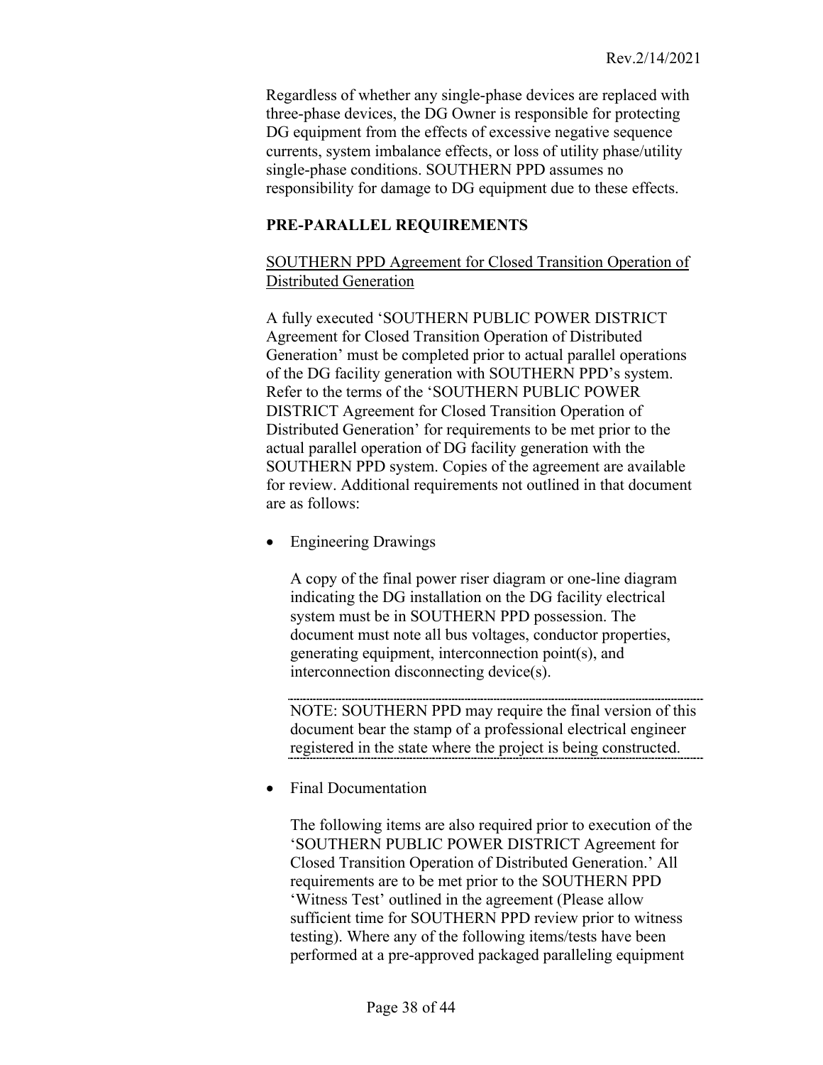Regardless of whether any single-phase devices are replaced with three-phase devices, the DG Owner is responsible for protecting DG equipment from the effects of excessive negative sequence currents, system imbalance effects, or loss of utility phase/utility single-phase conditions. SOUTHERN PPD assumes no responsibility for damage to DG equipment due to these effects.

## PRE-PARALLEL REQUIREMENTS

SOUTHERN PPD Agreement for Closed Transition Operation of Distributed Generation

A fully executed 'SOUTHERN PUBLIC POWER DISTRICT Agreement for Closed Transition Operation of Distributed Generation' must be completed prior to actual parallel operations of the DG facility generation with SOUTHERN PPD's system. Refer to the terms of the 'SOUTHERN PUBLIC POWER DISTRICT Agreement for Closed Transition Operation of Distributed Generation' for requirements to be met prior to the actual parallel operation of DG facility generation with the SOUTHERN PPD system. Copies of the agreement are available for review. Additional requirements not outlined in that document are as follows:

- Engineering Drawings

  A copy of the final power riser diagram or one-line diagram indicating the DG installation on the DG facility electrical system must be in SOUTHERN PPD possession. The document must note all bus voltages, conductor properties, generating equipment, interconnection point(s), and interconnection disconnecting device(s).

  NOTE: SOUTHERN PPD may require the final version of this document bear the stamp of a professional electrical engineer registered in the state where the project is being constructed.

- Final Documentation

  The following items are also required prior to execution of the 'SOUTHERN PUBLIC POWER DISTRICT Agreement for Closed Transition Operation of Distributed Generation.' All requirements are to be met prior to the SOUTHERN PPD 'Witness Test' outlined in the agreement (Please allow sufficient time for SOUTHERN PPD review prior to witness testing). Where any of the following items/tests have been performed at a pre-approved packaged paralleling equipment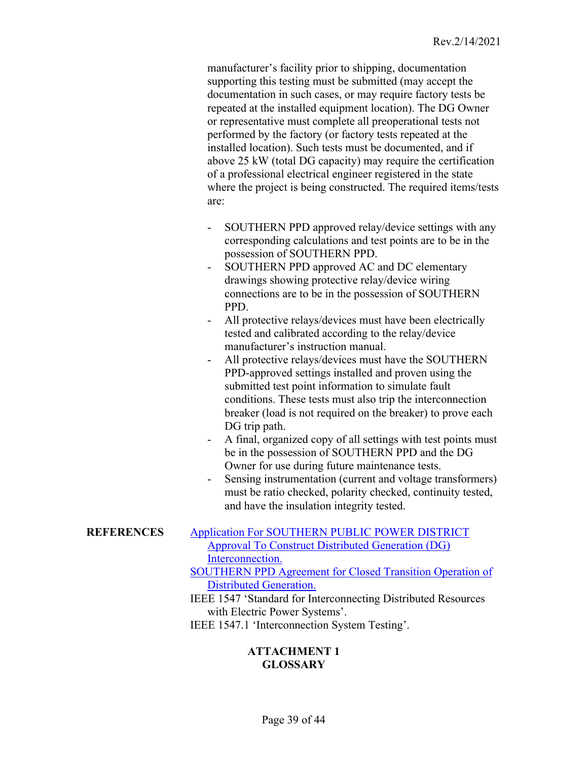manufacturer's facility prior to shipping, documentation supporting this testing must be submitted (may accept the documentation in such cases, or may require factory tests be repeated at the installed equipment location). The DG Owner or representative must complete all preoperational tests not performed by the factory (or factory tests repeated at the installed location). Such tests must be documented, and if above 25 kW (total DG capacity) may require the certification of a professional electrical engineer registered in the state where the project is being constructed. The required items/tests are:

- SOUTHERN PPD approved relay/device settings with any corresponding calculations and test points are to be in the possession of SOUTHERN PPD.
- SOUTHERN PPD approved AC and DC elementary drawings showing protective relay/device wiring connections are to be in the possession of SOUTHERN PPD.
- All protective relays/devices must have been electrically tested and calibrated according to the relay/device manufacturer's instruction manual.
- All protective relays/devices must have the SOUTHERN PPD-approved settings installed and proven using the submitted test point information to simulate fault conditions. These tests must also trip the interconnection breaker (load is not required on the breaker) to prove each DG trip path.
- A final, organized copy of all settings with test points must be in the possession of SOUTHERN PPD and the DG Owner for use during future maintenance tests.
- Sensing instrumentation (current and voltage transformers) must be ratio checked, polarity checked, continuity tested, and have the insulation integrity tested.

**REFERENCES**

Application For SOUTHERN PUBLIC POWER DISTRICT Approval To Construct Distributed Generation (DG) Interconnection.

SOUTHERN PPD Agreement for Closed Transition Operation of Distributed Generation.

IEEE 1547 'Standard for Interconnecting Distributed Resources with Electric Power Systems'.

IEEE 1547.1 'Interconnection System Testing'.

## ATTACHMENT 1
## GLOSSARY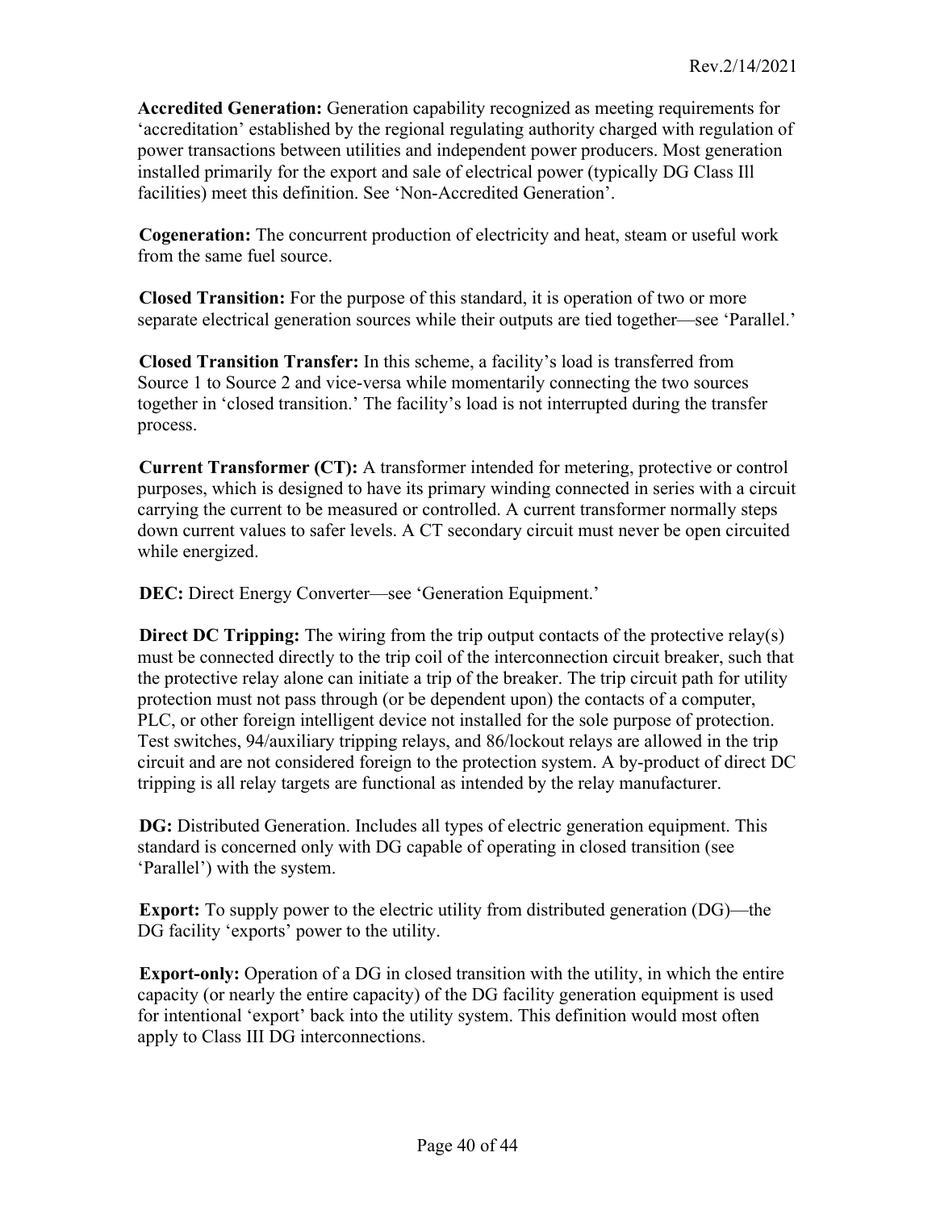**Accredited Generation:** Generation capability recognized as meeting requirements for 'accreditation' established by the regional regulating authority charged with regulation of power transactions between utilities and independent power producers. Most generation installed primarily for the export and sale of electrical power (typically DG Class Ill facilities) meet this definition. See 'Non-Accredited Generation'.

**Cogeneration:** The concurrent production of electricity and heat, steam or useful work from the same fuel source.

**Closed Transition:** For the purpose of this standard, it is operation of two or more separate electrical generation sources while their outputs are tied together—see 'Parallel.'

**Closed Transition Transfer:** In this scheme, a facility's load is transferred from Source 1 to Source 2 and vice-versa while momentarily connecting the two sources together in 'closed transition.' The facility's load is not interrupted during the transfer process.

**Current Transformer (CT):** A transformer intended for metering, protective or control purposes, which is designed to have its primary winding connected in series with a circuit carrying the current to be measured or controlled. A current transformer normally steps down current values to safer levels. A CT secondary circuit must never be open circuited while energized.

**DEC:** Direct Energy Converter—see 'Generation Equipment.'

**Direct DC Tripping:** The wiring from the trip output contacts of the protective relay(s) must be connected directly to the trip coil of the interconnection circuit breaker, such that the protective relay alone can initiate a trip of the breaker. The trip circuit path for utility protection must not pass through (or be dependent upon) the contacts of a computer, PLC, or other foreign intelligent device not installed for the sole purpose of protection. Test switches, 94/auxiliary tripping relays, and 86/lockout relays are allowed in the trip circuit and are not considered foreign to the protection system. A by-product of direct DC tripping is all relay targets are functional as intended by the relay manufacturer.

**DG:** Distributed Generation. Includes all types of electric generation equipment. This standard is concerned only with DG capable of operating in closed transition (see 'Parallel') with the system.

**Export:** To supply power to the electric utility from distributed generation (DG)—the DG facility 'exports' power to the utility.

**Export-only:** Operation of a DG in closed transition with the utility, in which the entire capacity (or nearly the entire capacity) of the DG facility generation equipment is used for intentional 'export' back into the utility system. This definition would most often apply to Class III DG interconnections.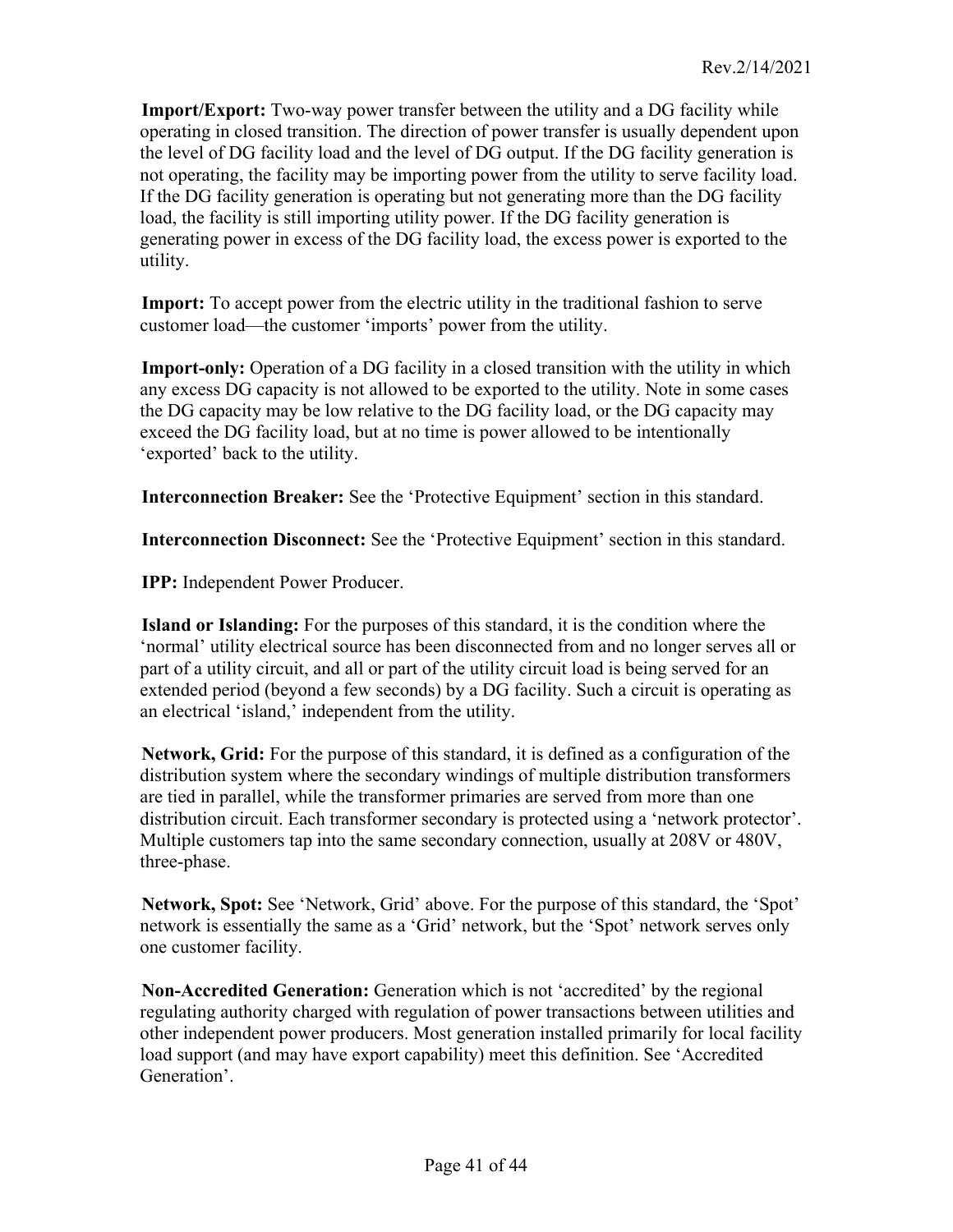**Import/Export:** Two-way power transfer between the utility and a DG facility while operating in closed transition. The direction of power transfer is usually dependent upon the level of DG facility load and the level of DG output. If the DG facility generation is not operating, the facility may be importing power from the utility to serve facility load. If the DG facility generation is operating but not generating more than the DG facility load, the facility is still importing utility power. If the DG facility generation is generating power in excess of the DG facility load, the excess power is exported to the utility.

**Import:** To accept power from the electric utility in the traditional fashion to serve customer load—the customer 'imports' power from the utility.

**Import-only:** Operation of a DG facility in a closed transition with the utility in which any excess DG capacity is not allowed to be exported to the utility. Note in some cases the DG capacity may be low relative to the DG facility load, or the DG capacity may exceed the DG facility load, but at no time is power allowed to be intentionally 'exported' back to the utility.

**Interconnection Breaker:** See the 'Protective Equipment' section in this standard.

**Interconnection Disconnect:** See the 'Protective Equipment' section in this standard.

**IPP:** Independent Power Producer.

**Island or Islanding:** For the purposes of this standard, it is the condition where the 'normal' utility electrical source has been disconnected from and no longer serves all or part of a utility circuit, and all or part of the utility circuit load is being served for an extended period (beyond a few seconds) by a DG facility. Such a circuit is operating as an electrical 'island,' independent from the utility.

**Network, Grid:** For the purpose of this standard, it is defined as a configuration of the distribution system where the secondary windings of multiple distribution transformers are tied in parallel, while the transformer primaries are served from more than one distribution circuit. Each transformer secondary is protected using a 'network protector'. Multiple customers tap into the same secondary connection, usually at 208V or 480V, three-phase.

**Network, Spot:** See 'Network, Grid' above. For the purpose of this standard, the 'Spot' network is essentially the same as a 'Grid' network, but the 'Spot' network serves only one customer facility.

**Non-Accredited Generation:** Generation which is not 'accredited' by the regional regulating authority charged with regulation of power transactions between utilities and other independent power producers. Most generation installed primarily for local facility load support (and may have export capability) meet this definition. See 'Accredited Generation'.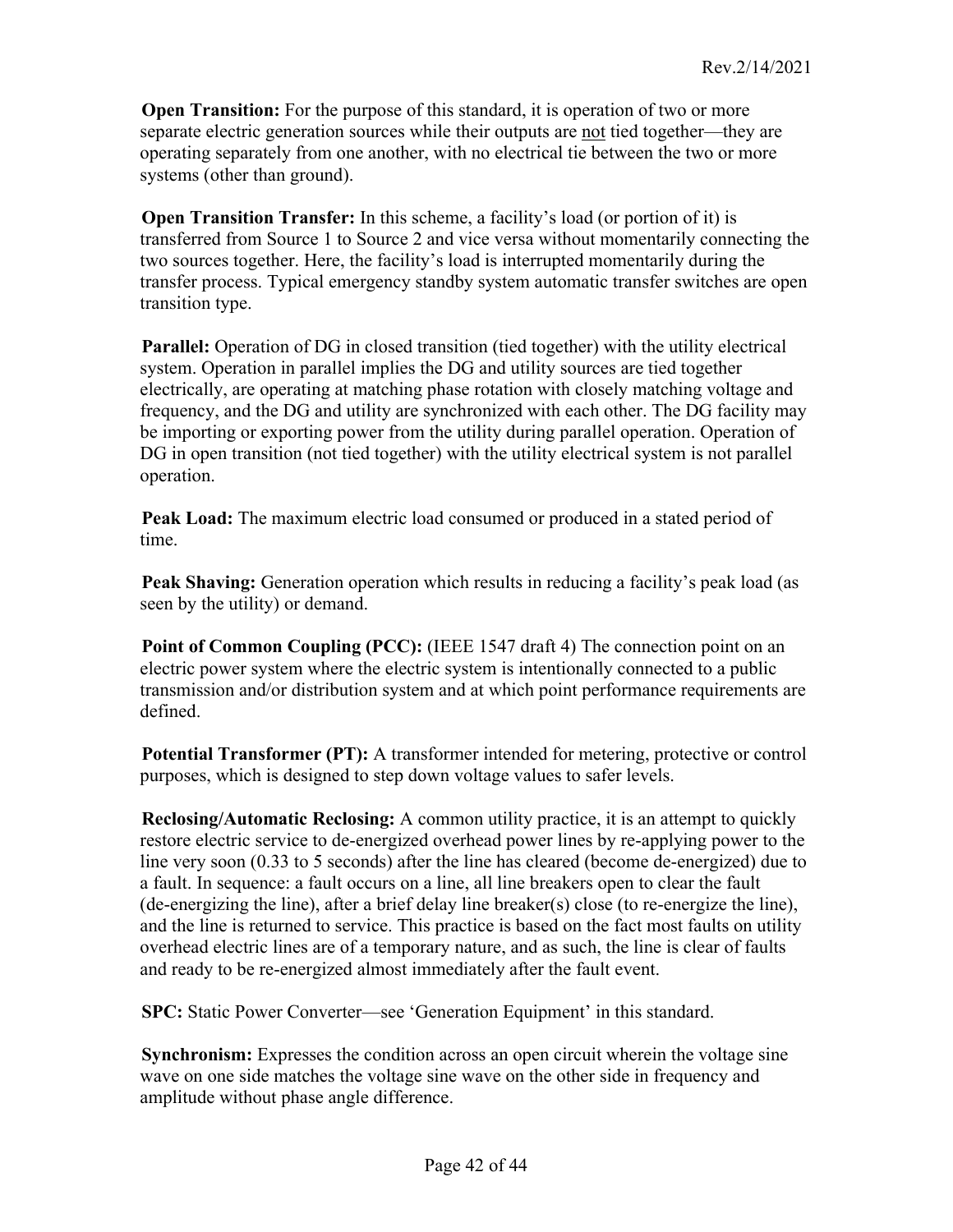**Open Transition:** For the purpose of this standard, it is operation of two or more separate electric generation sources while their outputs are <u>not</u> tied together—they are operating separately from one another, with no electrical tie between the two or more systems (other than ground).

**Open Transition Transfer:** In this scheme, a facility's load (or portion of it) is transferred from Source 1 to Source 2 and vice versa without momentarily connecting the two sources together. Here, the facility's load is interrupted momentarily during the transfer process. Typical emergency standby system automatic transfer switches are open transition type.

**Parallel:** Operation of DG in closed transition (tied together) with the utility electrical system. Operation in parallel implies the DG and utility sources are tied together electrically, are operating at matching phase rotation with closely matching voltage and frequency, and the DG and utility are synchronized with each other. The DG facility may be importing or exporting power from the utility during parallel operation. Operation of DG in open transition (not tied together) with the utility electrical system is not parallel operation.

**Peak Load:** The maximum electric load consumed or produced in a stated period of time.

**Peak Shaving:** Generation operation which results in reducing a facility's peak load (as seen by the utility) or demand.

**Point of Common Coupling (PCC):** (IEEE 1547 draft 4) The connection point on an electric power system where the electric system is intentionally connected to a public transmission and/or distribution system and at which point performance requirements are defined.

**Potential Transformer (PT):** A transformer intended for metering, protective or control purposes, which is designed to step down voltage values to safer levels.

**Reclosing/Automatic Reclosing:** A common utility practice, it is an attempt to quickly restore electric service to de-energized overhead power lines by re-applying power to the line very soon (0.33 to 5 seconds) after the line has cleared (become de-energized) due to a fault. In sequence: a fault occurs on a line, all line breakers open to clear the fault (de-energizing the line), after a brief delay line breaker(s) close (to re-energize the line), and the line is returned to service. This practice is based on the fact most faults on utility overhead electric lines are of a temporary nature, and as such, the line is clear of faults and ready to be re-energized almost immediately after the fault event.

**SPC:** Static Power Converter—see 'Generation Equipment' in this standard.

**Synchronism:** Expresses the condition across an open circuit wherein the voltage sine wave on one side matches the voltage sine wave on the other side in frequency and amplitude without phase angle difference.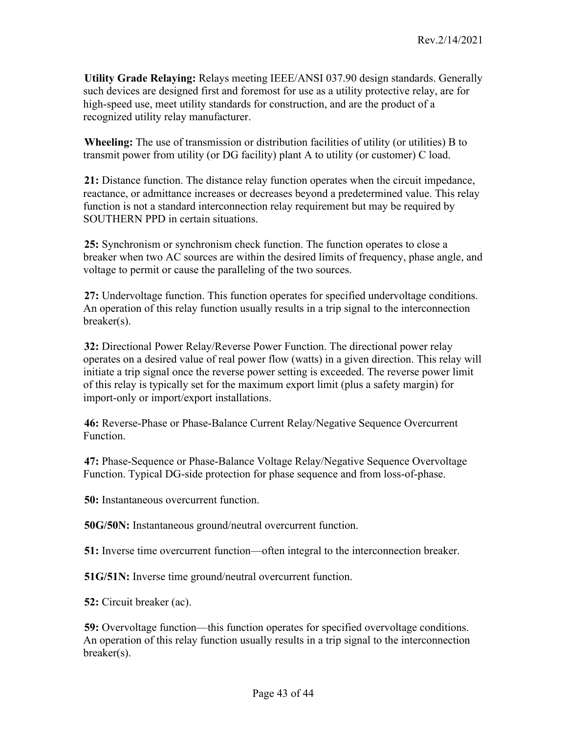**Utility Grade Relaying:** Relays meeting IEEE/ANSI 037.90 design standards. Generally such devices are designed first and foremost for use as a utility protective relay, are for high-speed use, meet utility standards for construction, and are the product of a recognized utility relay manufacturer.

**Wheeling:** The use of transmission or distribution facilities of utility (or utilities) B to transmit power from utility (or DG facility) plant A to utility (or customer) C load.

**21:** Distance function. The distance relay function operates when the circuit impedance, reactance, or admittance increases or decreases beyond a predetermined value. This relay function is not a standard interconnection relay requirement but may be required by SOUTHERN PPD in certain situations.

**25:** Synchronism or synchronism check function. The function operates to close a breaker when two AC sources are within the desired limits of frequency, phase angle, and voltage to permit or cause the paralleling of the two sources.

**27:** Undervoltage function. This function operates for specified undervoltage conditions. An operation of this relay function usually results in a trip signal to the interconnection breaker(s).

**32:** Directional Power Relay/Reverse Power Function. The directional power relay operates on a desired value of real power flow (watts) in a given direction. This relay will initiate a trip signal once the reverse power setting is exceeded. The reverse power limit of this relay is typically set for the maximum export limit (plus a safety margin) for import-only or import/export installations.

**46:** Reverse-Phase or Phase-Balance Current Relay/Negative Sequence Overcurrent Function.

**47:** Phase-Sequence or Phase-Balance Voltage Relay/Negative Sequence Overvoltage Function. Typical DG-side protection for phase sequence and from loss-of-phase.

**50:** Instantaneous overcurrent function.

**50G/50N:** Instantaneous ground/neutral overcurrent function.

**51:** Inverse time overcurrent function—often integral to the interconnection breaker.

**51G/51N:** Inverse time ground/neutral overcurrent function.

**52:** Circuit breaker (ac).

**59:** Overvoltage function—this function operates for specified overvoltage conditions. An operation of this relay function usually results in a trip signal to the interconnection breaker(s).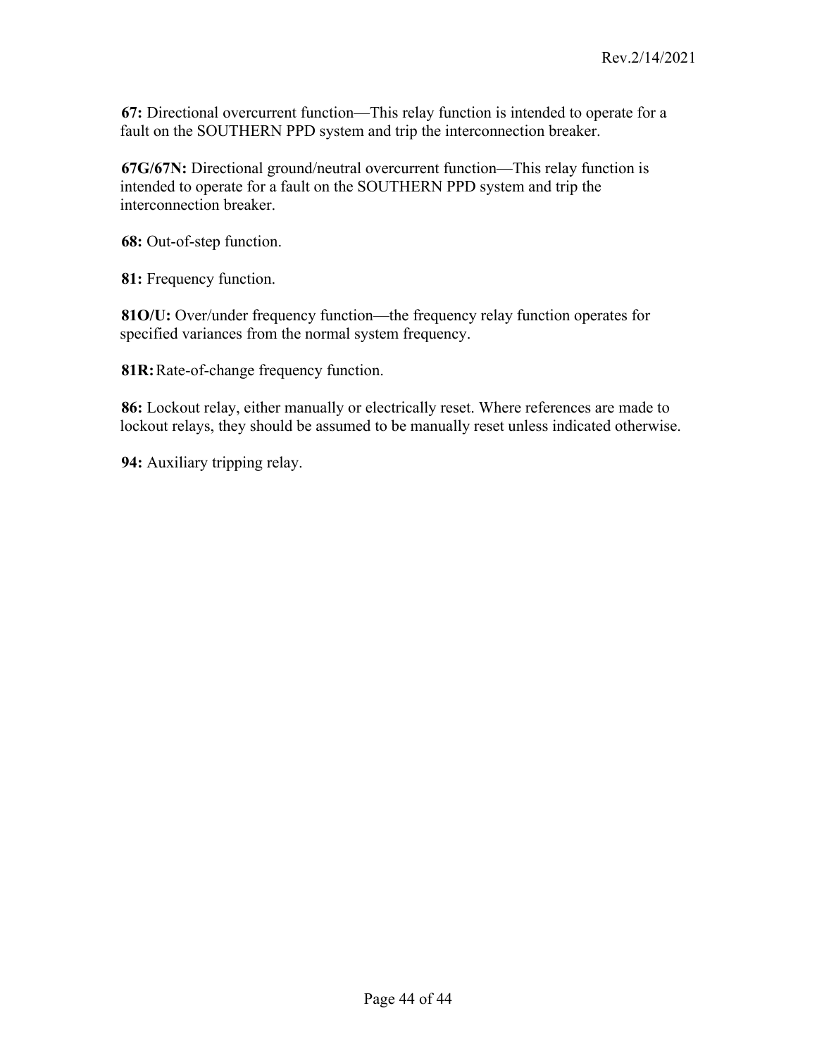**67:** Directional overcurrent function—This relay function is intended to operate for a fault on the SOUTHERN PPD system and trip the interconnection breaker.

**67G/67N:** Directional ground/neutral overcurrent function—This relay function is intended to operate for a fault on the SOUTHERN PPD system and trip the interconnection breaker.

**68:** Out-of-step function.

**81:** Frequency function.

**81O/U:** Over/under frequency function—the frequency relay function operates for specified variances from the normal system frequency.

**81R:** Rate-of-change frequency function.

**86:** Lockout relay, either manually or electrically reset. Where references are made to lockout relays, they should be assumed to be manually reset unless indicated otherwise.

**94:** Auxiliary tripping relay.